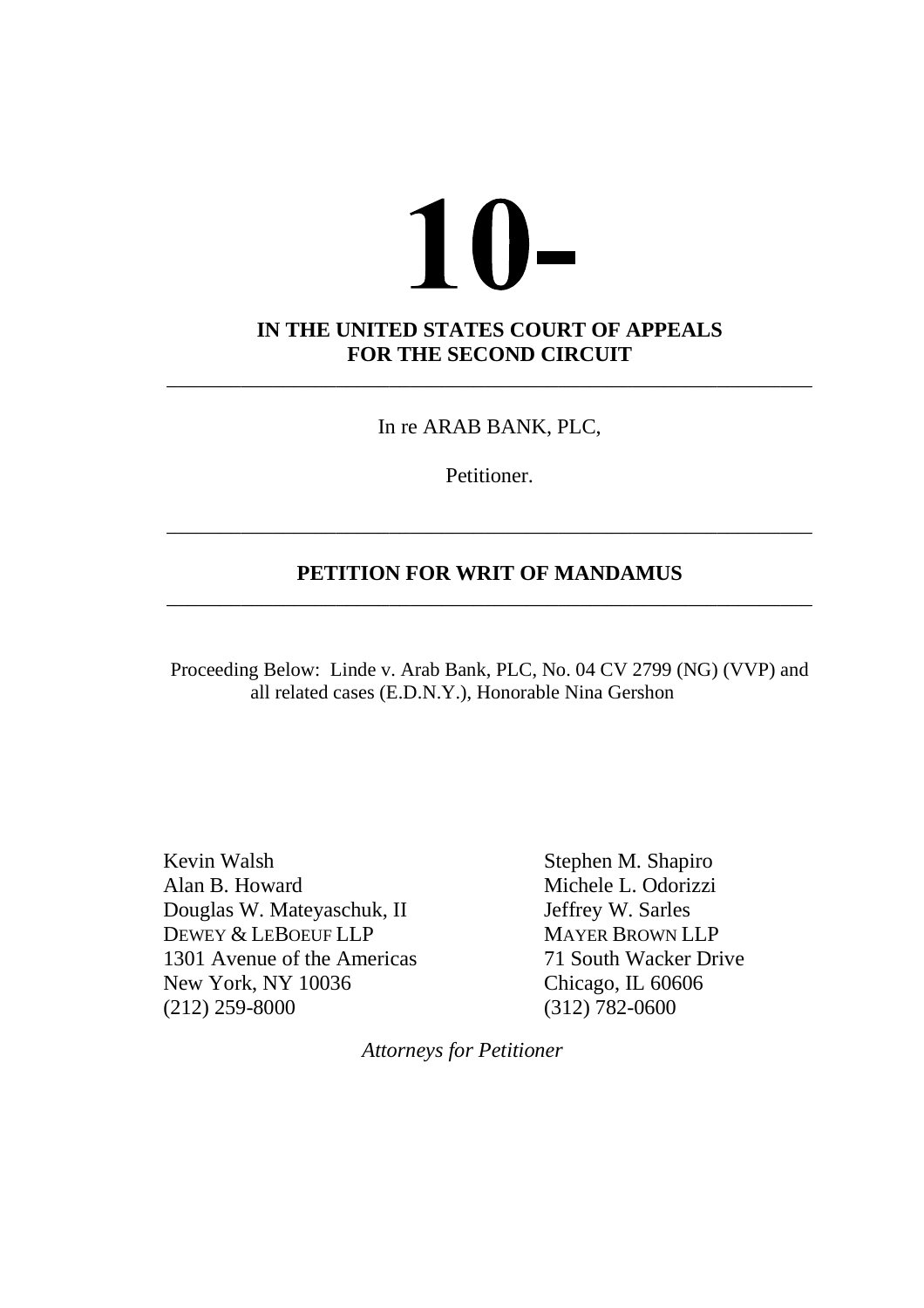# 10-

**IN THE UNITED STATES COURT OF APPEALS**
**FOR THE SECOND CIRCUIT**

---

In re ARAB BANK, PLC,

Petitioner.

---

**PETITION FOR WRIT OF MANDAMUS**

---

Proceeding Below: Linde v. Arab Bank, PLC, No. 04 CV 2799 (NG) (VVP) and all related cases (E.D.N.Y.), Honorable Nina Gershon

Kevin Walsh
Alan B. Howard
Douglas W. Mateyaschuk, II
DEWEY & LEBOEUF LLP
1301 Avenue of the Americas
New York, NY 10036
(212) 259-8000

Stephen M. Shapiro
Michele L. Odorizzi
Jeffrey W. Sarles
MAYER BROWN LLP
71 South Wacker Drive
Chicago, IL 60606
(312) 782-0600

*Attorneys for Petitioner*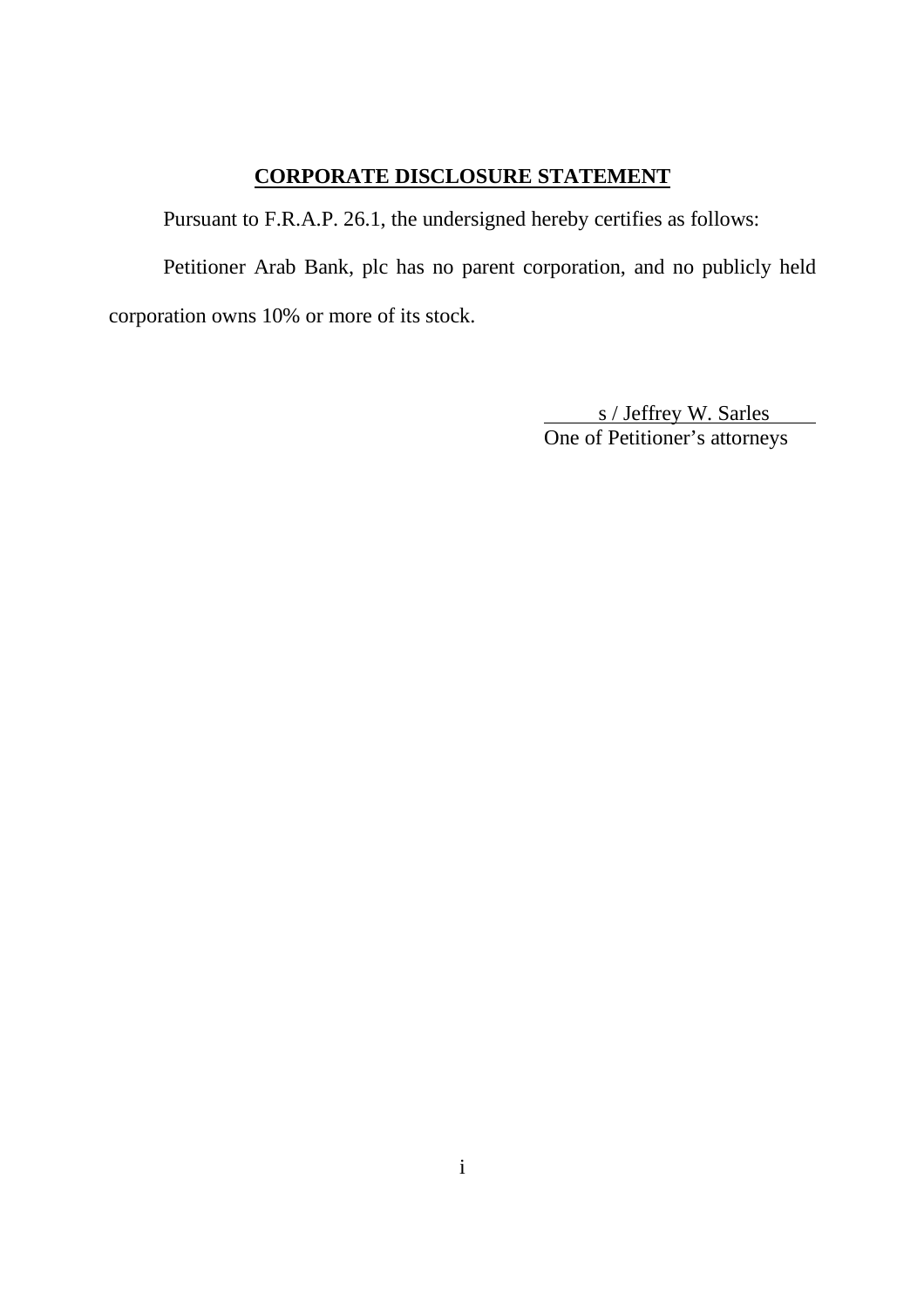## CORPORATE DISCLOSURE STATEMENT

Pursuant to F.R.A.P. 26.1, the undersigned hereby certifies as follows:

Petitioner Arab Bank, plc has no parent corporation, and no publicly held corporation owns 10% or more of its stock.

s / Jeffrey W. Sarles
One of Petitioner's attorneys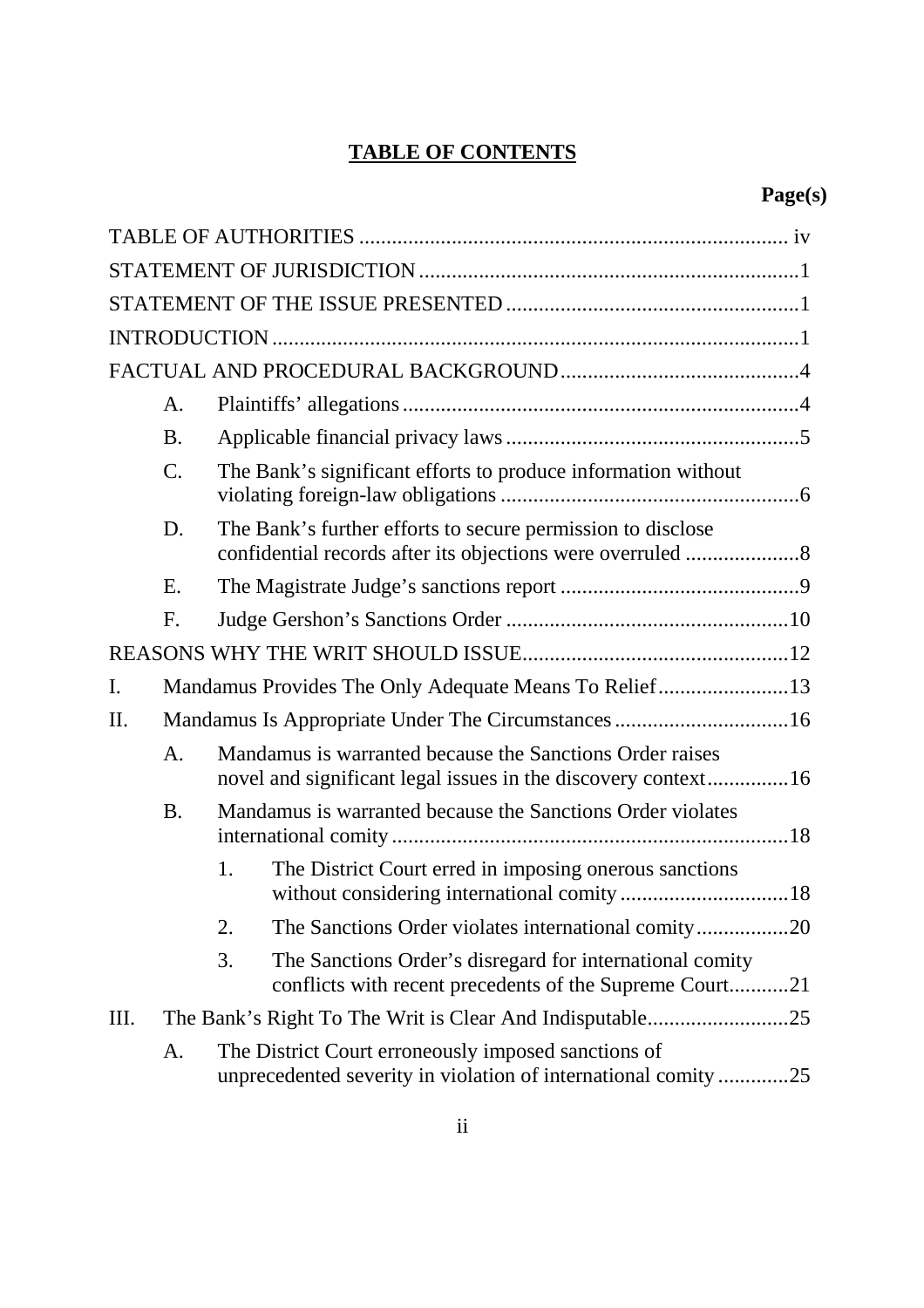# TABLE OF CONTENTS

**Page(s)**

TABLE OF AUTHORITIES .............................................................................. iv

STATEMENT OF JURISDICTION .....................................................................1

STATEMENT OF THE ISSUE PRESENTED .....................................................1

INTRODUCTION ................................................................................................1

FACTUAL AND PROCEDURAL BACKGROUND ...........................................4

- A. Plaintiffs' allegations ........................................................................4
- B. Applicable financial privacy laws .....................................................5
- C. The Bank's significant efforts to produce information without violating foreign-law obligations .......................................................6
- D. The Bank's further efforts to secure permission to disclose confidential records after its objections were overruled .....................8
- E. The Magistrate Judge's sanctions report ............................................9
- F. Judge Gershon's Sanctions Order ....................................................10

REASONS WHY THE WRIT SHOULD ISSUE.................................................12

I. Mandamus Provides The Only Adequate Means To Relief........................13

II. Mandamus Is Appropriate Under The Circumstances ................................16

- A. Mandamus is warranted because the Sanctions Order raises novel and significant legal issues in the discovery context...............16
- B. Mandamus is warranted because the Sanctions Order violates international comity .........................................................................18
  1. The District Court erred in imposing onerous sanctions without considering international comity ...............................18
  2. The Sanctions Order violates international comity .................20
  3. The Sanctions Order's disregard for international comity conflicts with recent precedents of the Supreme Court...........21

III. The Bank's Right To The Writ is Clear And Indisputable..........................25

- A. The District Court erroneously imposed sanctions of unprecedented severity in violation of international comity .............25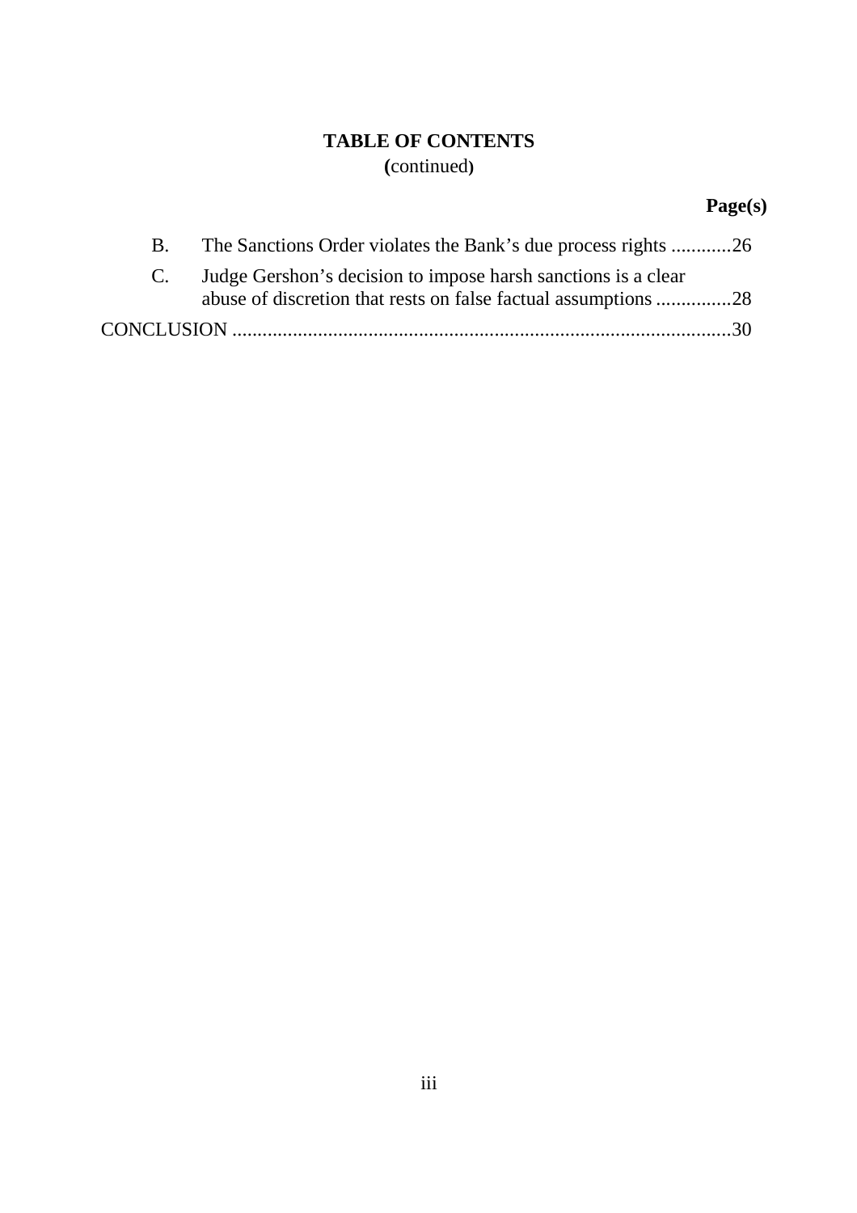**TABLE OF CONTENTS**
**(continued)**

**Page(s)**

B. The Sanctions Order violates the Bank’s due process rights ............26

C. Judge Gershon’s decision to impose harsh sanctions is a clear abuse of discretion that rests on false factual assumptions ...............28

CONCLUSION ...................................................................................................30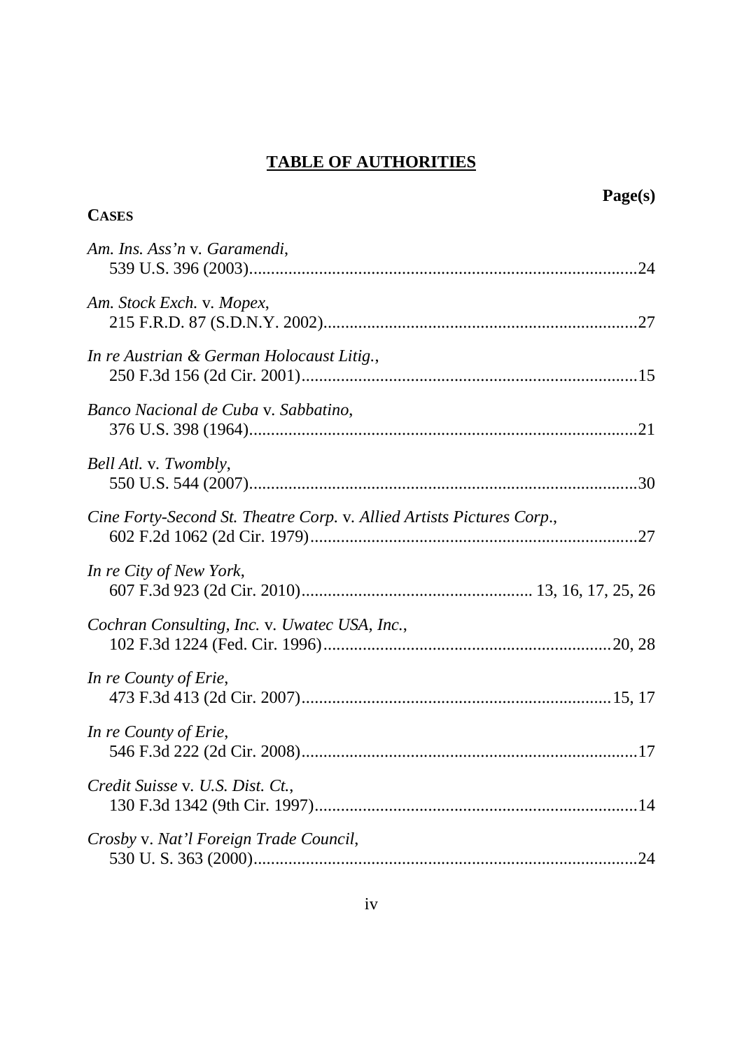# **TABLE OF AUTHORITIES**

**Page(s)**

**CASES**

*Am. Ins. Ass'n* v. *Garamendi*,
539 U.S. 396 (2003)........................................................................................24

*Am. Stock Exch.* v. *Mopex*,
215 F.R.D. 87 (S.D.N.Y. 2002).......................................................................27

*In re Austrian & German Holocaust Litig.*,
250 F.3d 156 (2d Cir. 2001)............................................................................15

*Banco Nacional de Cuba* v. *Sabbatino*,
376 U.S. 398 (1964)........................................................................................21

*Bell Atl.* v. *Twombly*,
550 U.S. 544 (2007)........................................................................................30

*Cine Forty-Second St. Theatre Corp.* v. *Allied Artists Pictures Corp.*,
602 F.2d 1062 (2d Cir. 1979)..........................................................................27

*In re City of New York*,
607 F.3d 923 (2d Cir. 2010).................................................... 13, 16, 17, 25, 26

*Cochran Consulting, Inc.* v. *Uwatec USA, Inc.*,
102 F.3d 1224 (Fed. Cir. 1996)...................................................................20, 28

*In re County of Erie*,
473 F.3d 413 (2d Cir. 2007).......................................................................15, 17

*In re County of Erie*,
546 F.3d 222 (2d Cir. 2008)............................................................................17

*Credit Suisse* v. *U.S. Dist. Ct.*,
130 F.3d 1342 (9th Cir. 1997).........................................................................14

*Crosby* v. *Nat'l Foreign Trade Council*,
530 U. S. 363 (2000)........................................................................................24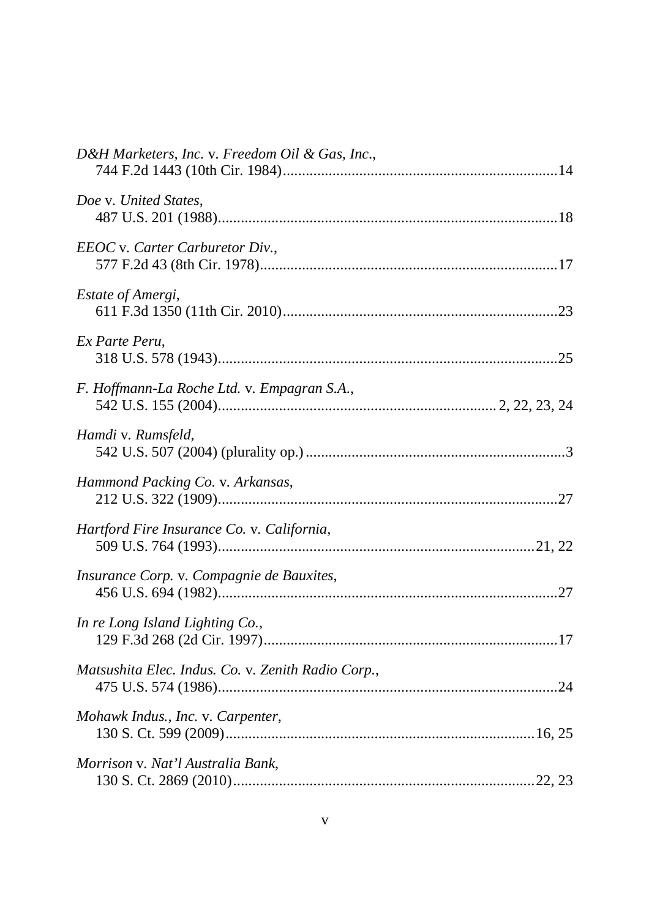*D&H Marketers, Inc.* v. *Freedom Oil & Gas, Inc.*,
744 F.2d 1443 (10th Cir. 1984)........................................................................14

*Doe* v. *United States*,
487 U.S. 201 (1988)........................................................................................18

*EEOC* v. *Carter Carburetor Div.*,
577 F.2d 43 (8th Cir. 1978).............................................................................17

*Estate of Amergi*,
611 F.3d 1350 (11th Cir. 2010)........................................................................23

*Ex Parte Peru*,
318 U.S. 578 (1943)........................................................................................25

*F. Hoffmann-La Roche Ltd.* v. *Empagran S.A.*,
542 U.S. 155 (2004)........................................................................2, 22, 23, 24

*Hamdi* v. *Rumsfeld*,
542 U.S. 507 (2004) (plurality op.)...................................................................3

*Hammond Packing Co.* v. *Arkansas*,
212 U.S. 322 (1909)........................................................................................27

*Hartford Fire Insurance Co.* v. *California*,
509 U.S. 764 (1993)...................................................................................21, 22

*Insurance Corp.* v. *Compagnie de Bauxites*,
456 U.S. 694 (1982)........................................................................................27

*In re Long Island Lighting Co.*,
129 F.3d 268 (2d Cir. 1997)............................................................................17

*Matsushita Elec. Indus. Co.* v. *Zenith Radio Corp.*,
475 U.S. 574 (1986)........................................................................................24

*Mohawk Indus., Inc.* v. *Carpenter*,
130 S. Ct. 599 (2009)................................................................................16, 25

*Morrison* v. *Nat'l Australia Bank*,
130 S. Ct. 2869 (2010)..............................................................................22, 23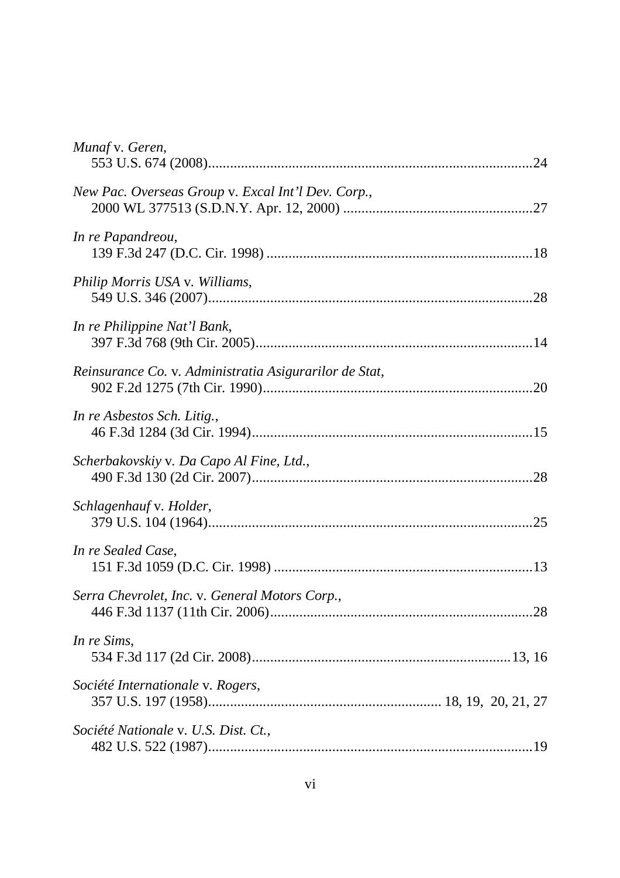*Munaf* v. *Geren*,
553 U.S. 674 (2008)........................................................................................24

*New Pac. Overseas Group* v. *Excal Int'l Dev. Corp.*,
2000 WL 377513 (S.D.N.Y. Apr. 12, 2000) ....................................................27

*In re Papandreou*,
139 F.3d 247 (D.C. Cir. 1998) .........................................................................18

*Philip Morris USA* v. *Williams*,
549 U.S. 346 (2007)........................................................................................28

*In re Philippine Nat'l Bank*,
397 F.3d 768 (9th Cir. 2005)...........................................................................14

*Reinsurance Co.* v. *Administratia Asigurarilor de Stat*,
902 F.2d 1275 (7th Cir. 1990)..........................................................................20

*In re Asbestos Sch. Litig.*,
46 F.3d 1284 (3d Cir. 1994)............................................................................15

*Scherbakovskiy* v. *Da Capo Al Fine, Ltd.*,
490 F.3d 130 (2d Cir. 2007)............................................................................28

*Schlagenhauf* v. *Holder*,
379 U.S. 104 (1964)........................................................................................25

*In re Sealed Case*,
151 F.3d 1059 (D.C. Cir. 1998) ......................................................................13

*Serra Chevrolet, Inc.* v. *General Motors Corp.*,
446 F.3d 1137 (11th Cir. 2006)........................................................................28

*In re Sims*,
534 F.3d 117 (2d Cir. 2008)......................................................................13, 16

*Société Internationale* v. *Rogers*,
357 U.S. 197 (1958)............................................................... 18, 19, 20, 21, 27

*Société Nationale* v. *U.S. Dist. Ct.*,
482 U.S. 522 (1987)........................................................................................19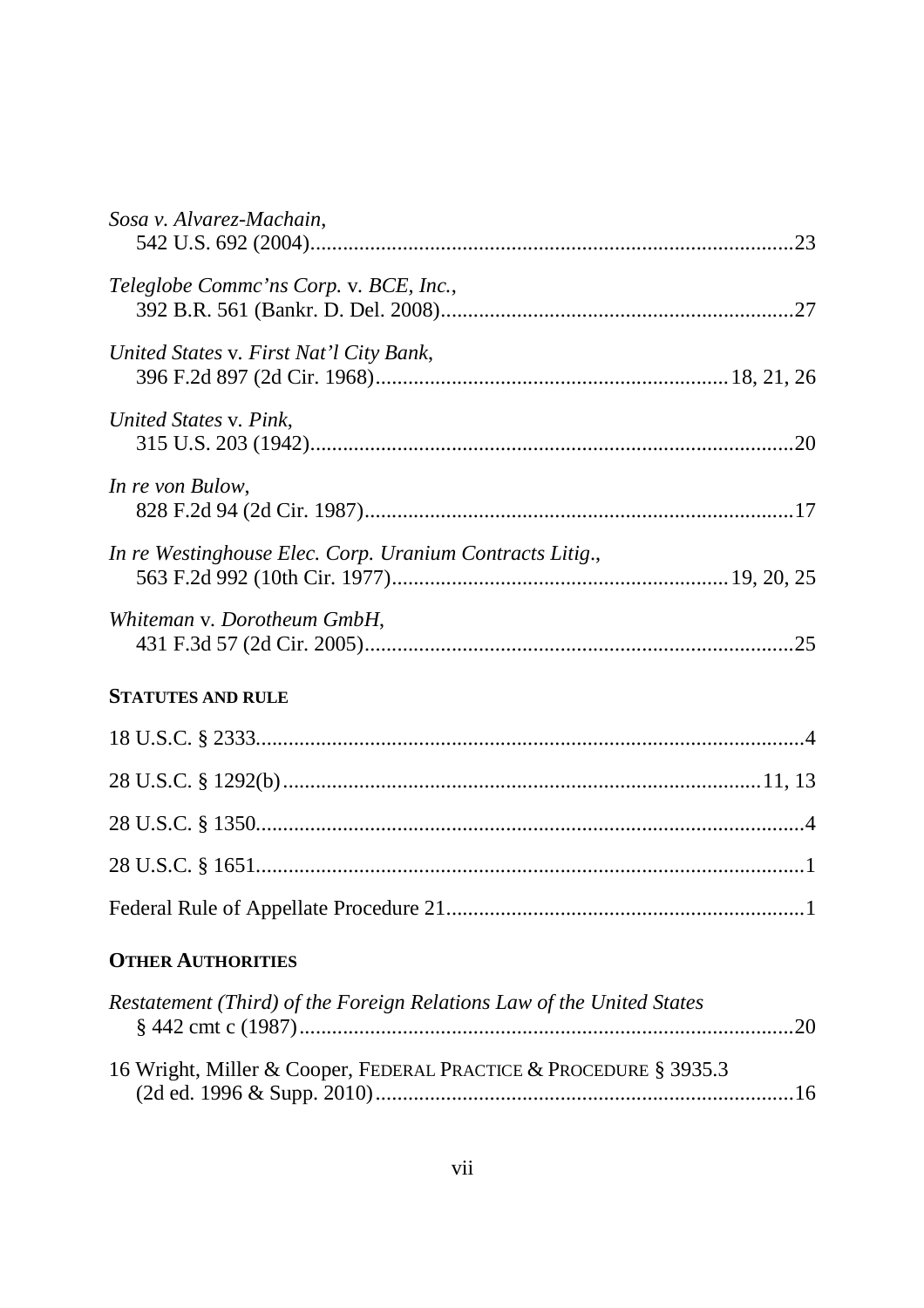*Sosa v. Alvarez-Machain*,
542 U.S. 692 (2004)........................................................................................23

*Teleglobe Commc'ns Corp.* v. *BCE, Inc.*,
392 B.R. 561 (Bankr. D. Del. 2008)................................................................27

*United States* v. *First Nat'l City Bank*,
396 F.2d 897 (2d Cir. 1968)...............................................................18, 21, 26

*United States* v. *Pink*,
315 U.S. 203 (1942)........................................................................................20

*In re von Bulow*,
828 F.2d 94 (2d Cir. 1987)...............................................................................17

*In re Westinghouse Elec. Corp. Uranium Contracts Litig.*,
563 F.2d 992 (10th Cir. 1977)............................................................19, 20, 25

*Whiteman* v. *Dorotheum GmbH*,
431 F.3d 57 (2d Cir. 2005)..............................................................................25

**STATUTES AND RULE**

18 U.S.C. § 2333....................................................................................................4

28 U.S.C. § 1292(b)......................................................................................11, 13

28 U.S.C. § 1350....................................................................................................4

28 U.S.C. § 1651....................................................................................................1

Federal Rule of Appellate Procedure 21.................................................................1

**OTHER AUTHORITIES**

*Restatement (Third) of the Foreign Relations Law of the United States*
§ 442 cmt c (1987)..........................................................................................20

16 Wright, Miller & Cooper, FEDERAL PRACTICE & PROCEDURE § 3935.3
(2d ed. 1996 & Supp. 2010)............................................................................16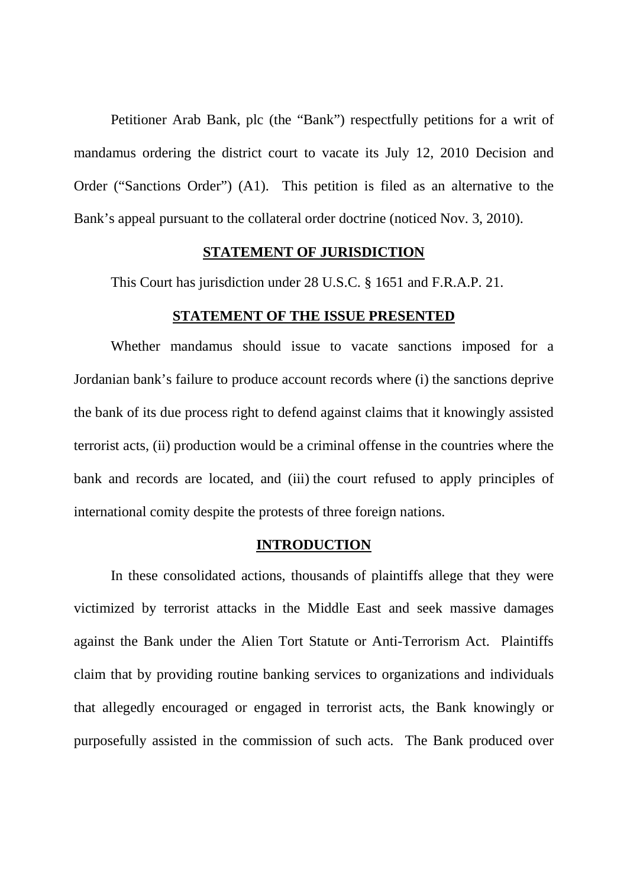Petitioner Arab Bank, plc (the "Bank") respectfully petitions for a writ of mandamus ordering the district court to vacate its July 12, 2010 Decision and Order ("Sanctions Order") (A1). This petition is filed as an alternative to the Bank's appeal pursuant to the collateral order doctrine (noticed Nov. 3, 2010).

## STATEMENT OF JURISDICTION

This Court has jurisdiction under 28 U.S.C. § 1651 and F.R.A.P. 21.

## STATEMENT OF THE ISSUE PRESENTED

Whether mandamus should issue to vacate sanctions imposed for a Jordanian bank's failure to produce account records where (i) the sanctions deprive the bank of its due process right to defend against claims that it knowingly assisted terrorist acts, (ii) production would be a criminal offense in the countries where the bank and records are located, and (iii) the court refused to apply principles of international comity despite the protests of three foreign nations.

## INTRODUCTION

In these consolidated actions, thousands of plaintiffs allege that they were victimized by terrorist attacks in the Middle East and seek massive damages against the Bank under the Alien Tort Statute or Anti-Terrorism Act. Plaintiffs claim that by providing routine banking services to organizations and individuals that allegedly encouraged or engaged in terrorist acts, the Bank knowingly or purposefully assisted in the commission of such acts. The Bank produced over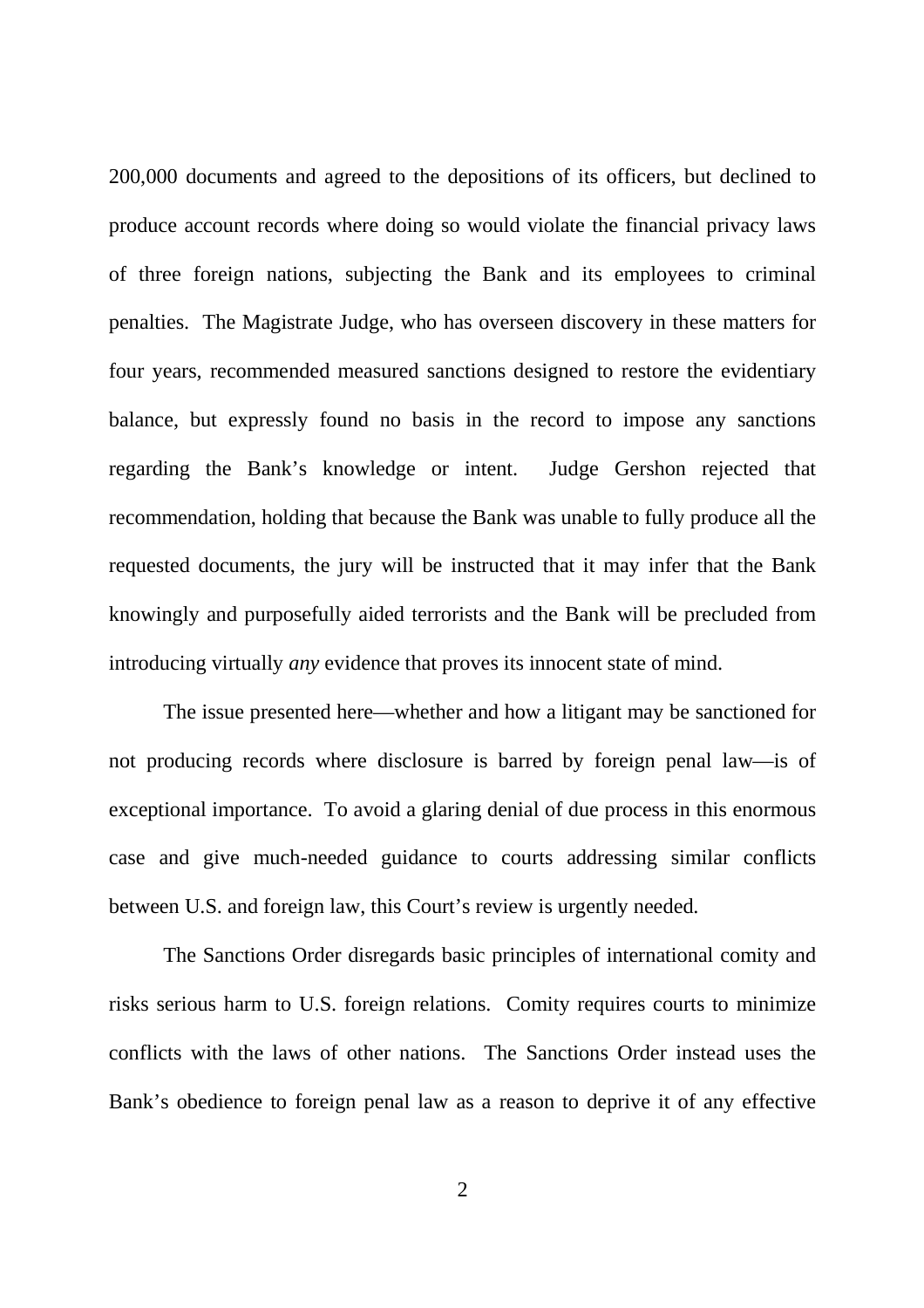200,000 documents and agreed to the depositions of its officers, but declined to produce account records where doing so would violate the financial privacy laws of three foreign nations, subjecting the Bank and its employees to criminal penalties. The Magistrate Judge, who has overseen discovery in these matters for four years, recommended measured sanctions designed to restore the evidentiary balance, but expressly found no basis in the record to impose any sanctions regarding the Bank's knowledge or intent. Judge Gershon rejected that recommendation, holding that because the Bank was unable to fully produce all the requested documents, the jury will be instructed that it may infer that the Bank knowingly and purposefully aided terrorists and the Bank will be precluded from introducing virtually *any* evidence that proves its innocent state of mind.

The issue presented here—whether and how a litigant may be sanctioned for not producing records where disclosure is barred by foreign penal law—is of exceptional importance. To avoid a glaring denial of due process in this enormous case and give much-needed guidance to courts addressing similar conflicts between U.S. and foreign law, this Court's review is urgently needed.

The Sanctions Order disregards basic principles of international comity and risks serious harm to U.S. foreign relations. Comity requires courts to minimize conflicts with the laws of other nations. The Sanctions Order instead uses the Bank's obedience to foreign penal law as a reason to deprive it of any effective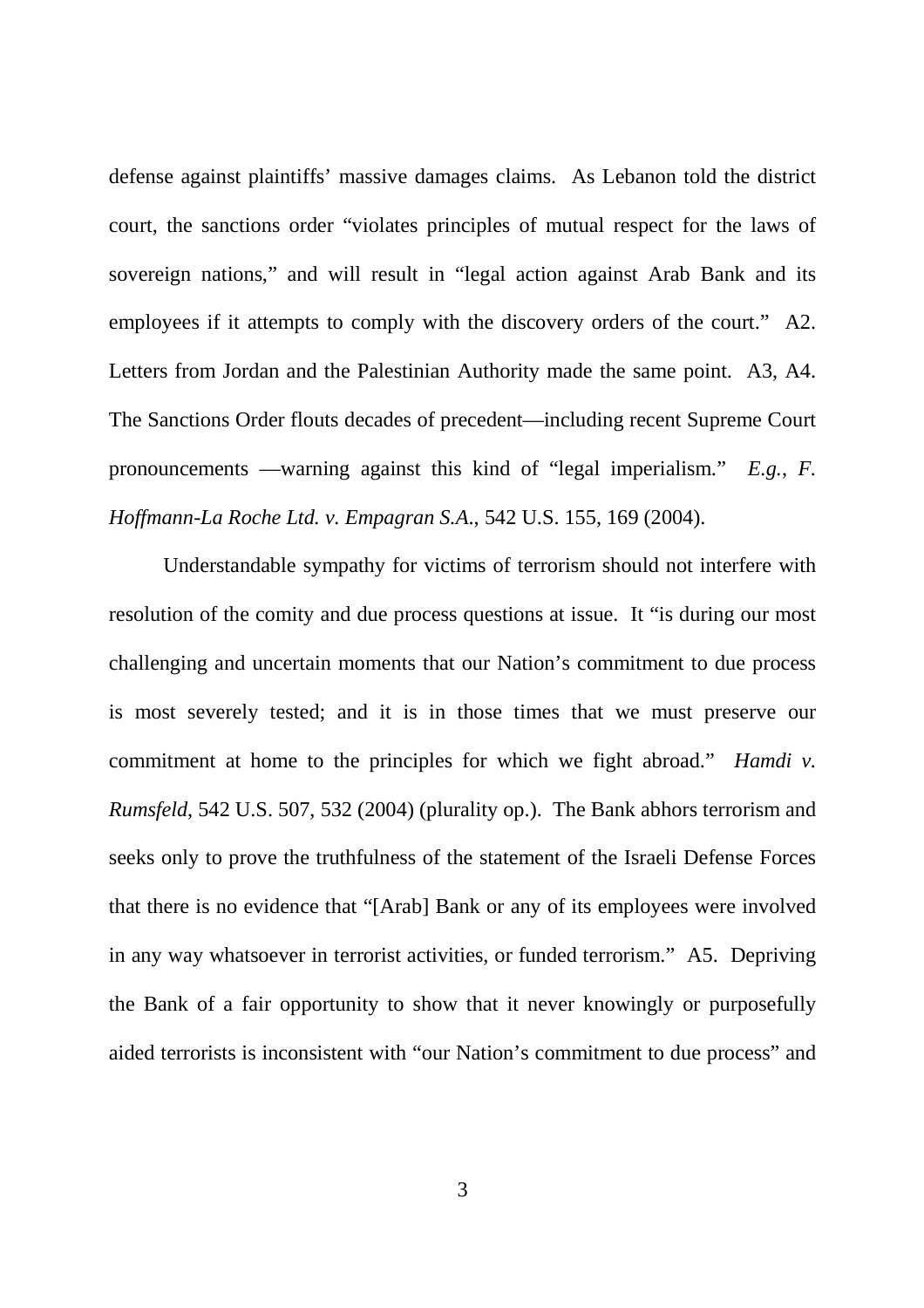defense against plaintiffs' massive damages claims. As Lebanon told the district court, the sanctions order "violates principles of mutual respect for the laws of sovereign nations," and will result in "legal action against Arab Bank and its employees if it attempts to comply with the discovery orders of the court." A2. Letters from Jordan and the Palestinian Authority made the same point. A3, A4. The Sanctions Order flouts decades of precedent—including recent Supreme Court pronouncements —warning against this kind of "legal imperialism." *E.g.*, *F. Hoffmann-La Roche Ltd. v. Empagran S.A.*, 542 U.S. 155, 169 (2004).

Understandable sympathy for victims of terrorism should not interfere with resolution of the comity and due process questions at issue. It "is during our most challenging and uncertain moments that our Nation's commitment to due process is most severely tested; and it is in those times that we must preserve our commitment at home to the principles for which we fight abroad." *Hamdi v. Rumsfeld*, 542 U.S. 507, 532 (2004) (plurality op.). The Bank abhors terrorism and seeks only to prove the truthfulness of the statement of the Israeli Defense Forces that there is no evidence that "[Arab] Bank or any of its employees were involved in any way whatsoever in terrorist activities, or funded terrorism." A5. Depriving the Bank of a fair opportunity to show that it never knowingly or purposefully aided terrorists is inconsistent with "our Nation's commitment to due process" and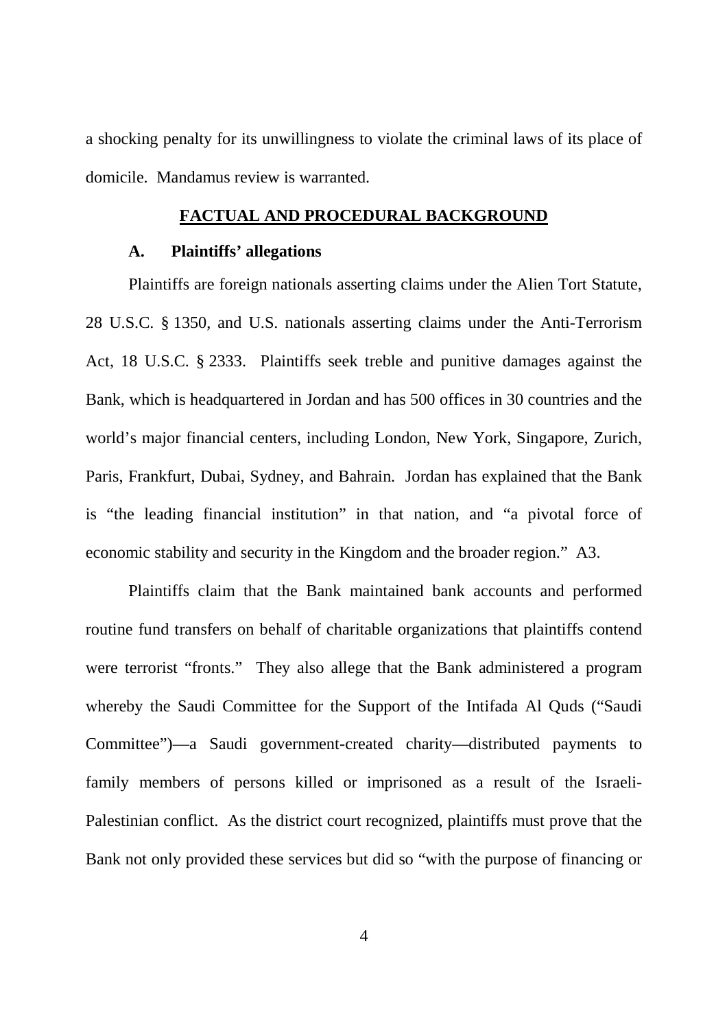a shocking penalty for its unwillingness to violate the criminal laws of its place of domicile. Mandamus review is warranted.

## FACTUAL AND PROCEDURAL BACKGROUND

### A. Plaintiffs' allegations

Plaintiffs are foreign nationals asserting claims under the Alien Tort Statute, 28 U.S.C. § 1350, and U.S. nationals asserting claims under the Anti-Terrorism Act, 18 U.S.C. § 2333. Plaintiffs seek treble and punitive damages against the Bank, which is headquartered in Jordan and has 500 offices in 30 countries and the world's major financial centers, including London, New York, Singapore, Zurich, Paris, Frankfurt, Dubai, Sydney, and Bahrain. Jordan has explained that the Bank is "the leading financial institution" in that nation, and "a pivotal force of economic stability and security in the Kingdom and the broader region." A3.

Plaintiffs claim that the Bank maintained bank accounts and performed routine fund transfers on behalf of charitable organizations that plaintiffs contend were terrorist "fronts." They also allege that the Bank administered a program whereby the Saudi Committee for the Support of the Intifada Al Quds ("Saudi Committee")—a Saudi government-created charity—distributed payments to family members of persons killed or imprisoned as a result of the Israeli-Palestinian conflict. As the district court recognized, plaintiffs must prove that the Bank not only provided these services but did so "with the purpose of financing or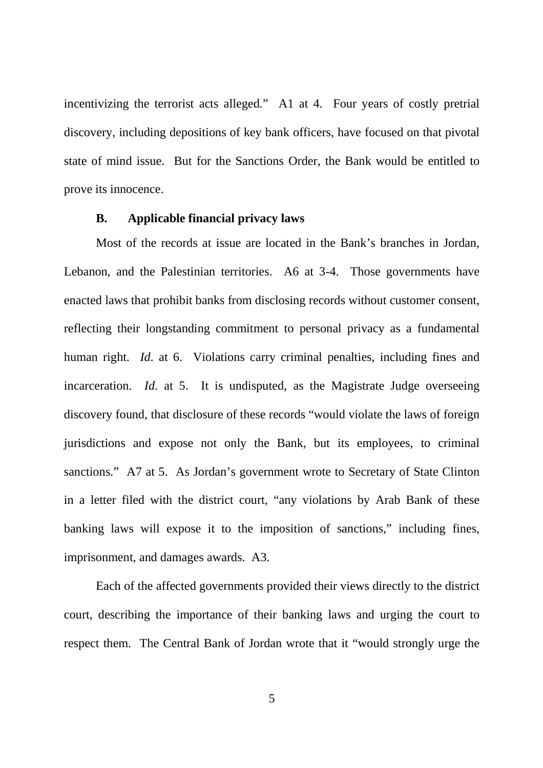incentivizing the terrorist acts alleged." A1 at 4. Four years of costly pretrial discovery, including depositions of key bank officers, have focused on that pivotal state of mind issue. But for the Sanctions Order, the Bank would be entitled to prove its innocence.

### B. Applicable financial privacy laws

Most of the records at issue are located in the Bank's branches in Jordan, Lebanon, and the Palestinian territories. A6 at 3-4. Those governments have enacted laws that prohibit banks from disclosing records without customer consent, reflecting their longstanding commitment to personal privacy as a fundamental human right. *Id*. at 6. Violations carry criminal penalties, including fines and incarceration. *Id*. at 5. It is undisputed, as the Magistrate Judge overseeing discovery found, that disclosure of these records "would violate the laws of foreign jurisdictions and expose not only the Bank, but its employees, to criminal sanctions." A7 at 5. As Jordan's government wrote to Secretary of State Clinton in a letter filed with the district court, "any violations by Arab Bank of these banking laws will expose it to the imposition of sanctions," including fines, imprisonment, and damages awards. A3.

Each of the affected governments provided their views directly to the district court, describing the importance of their banking laws and urging the court to respect them. The Central Bank of Jordan wrote that it "would strongly urge the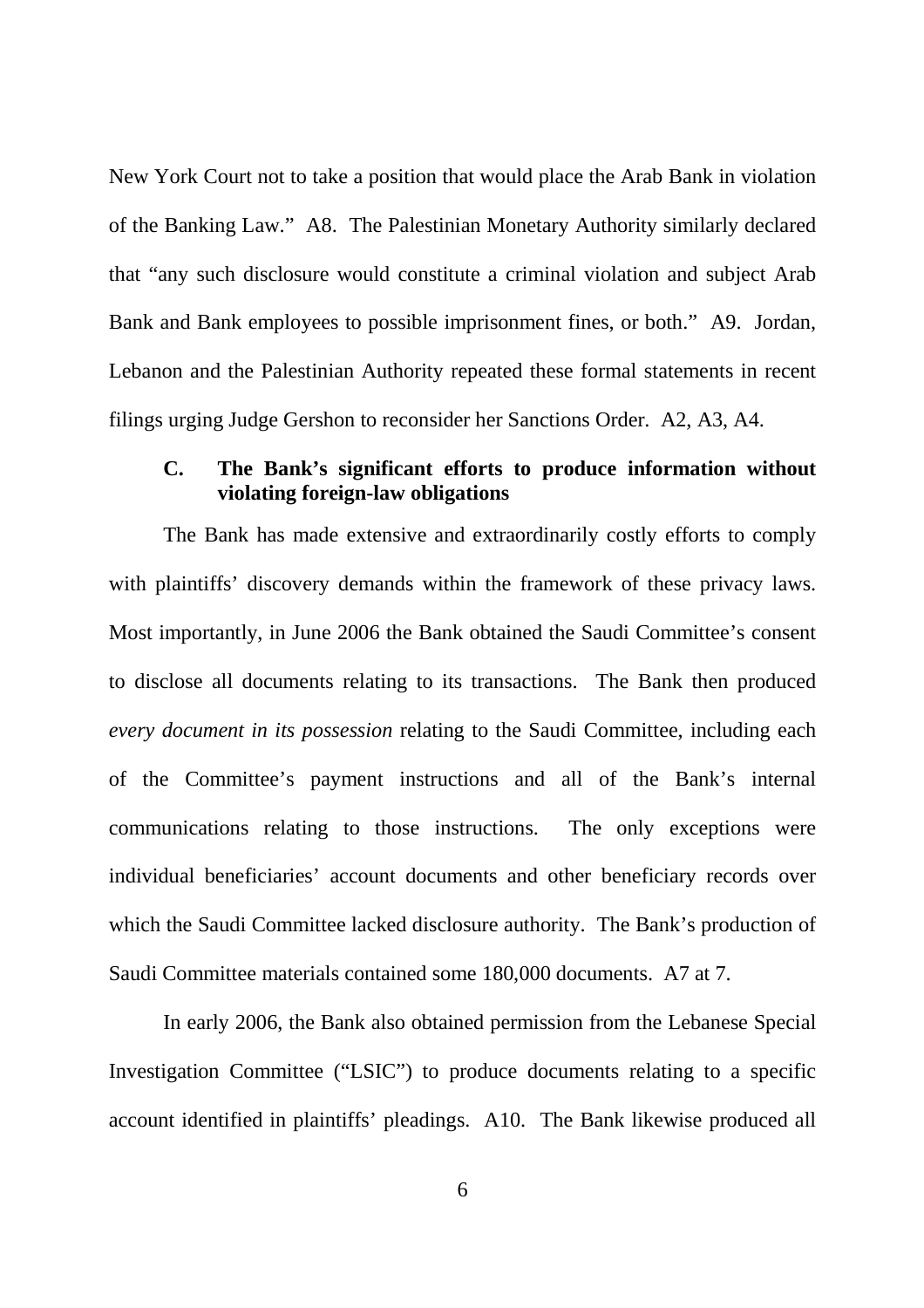New York Court not to take a position that would place the Arab Bank in violation of the Banking Law." A8. The Palestinian Monetary Authority similarly declared that "any such disclosure would constitute a criminal violation and subject Arab Bank and Bank employees to possible imprisonment fines, or both." A9. Jordan, Lebanon and the Palestinian Authority repeated these formal statements in recent filings urging Judge Gershon to reconsider her Sanctions Order. A2, A3, A4.

### C. The Bank's significant efforts to produce information without violating foreign-law obligations

The Bank has made extensive and extraordinarily costly efforts to comply with plaintiffs' discovery demands within the framework of these privacy laws. Most importantly, in June 2006 the Bank obtained the Saudi Committee's consent to disclose all documents relating to its transactions. The Bank then produced *every document in its possession* relating to the Saudi Committee, including each of the Committee's payment instructions and all of the Bank's internal communications relating to those instructions. The only exceptions were individual beneficiaries' account documents and other beneficiary records over which the Saudi Committee lacked disclosure authority. The Bank's production of Saudi Committee materials contained some 180,000 documents. A7 at 7.

In early 2006, the Bank also obtained permission from the Lebanese Special Investigation Committee ("LSIC") to produce documents relating to a specific account identified in plaintiffs' pleadings. A10. The Bank likewise produced all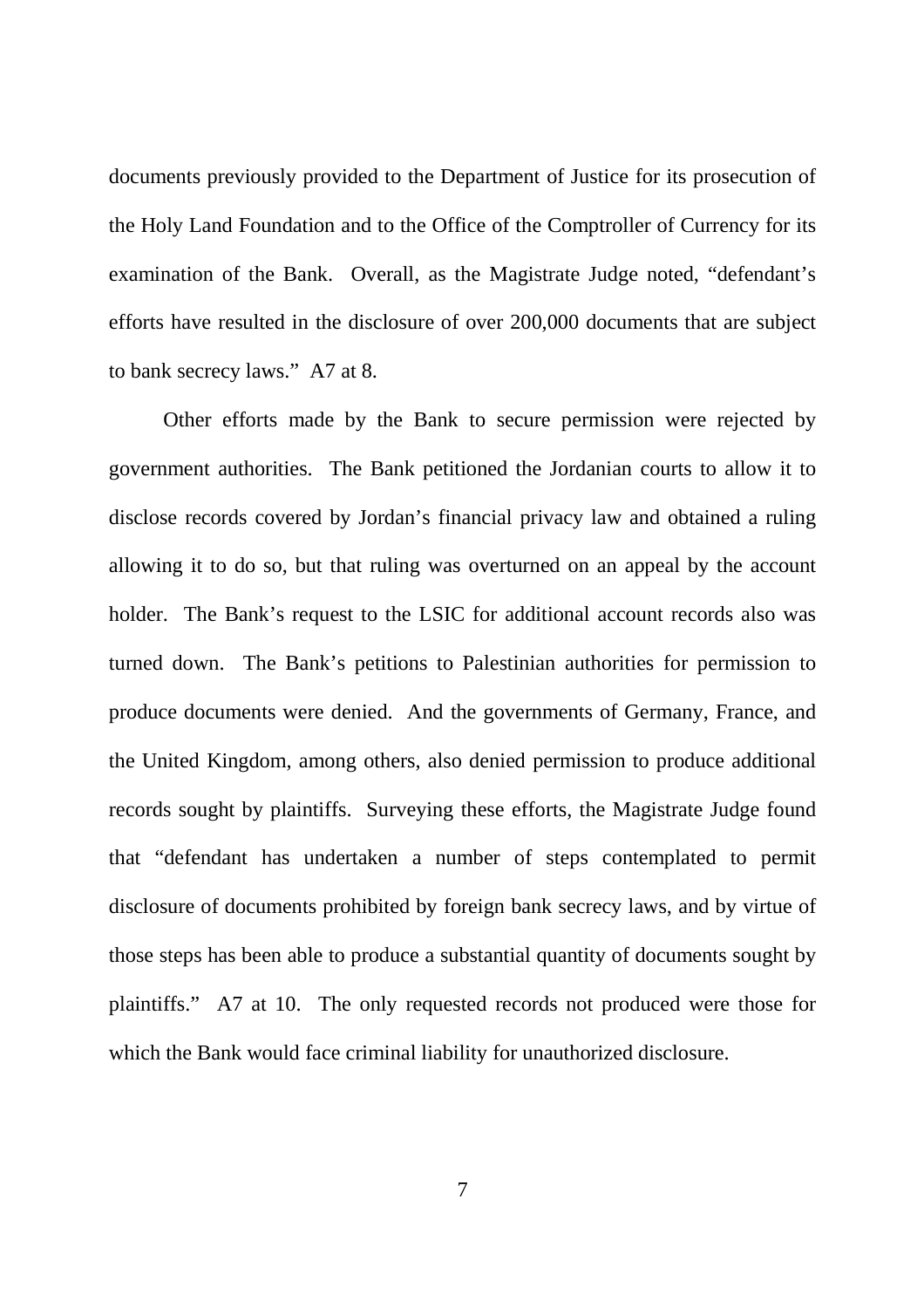documents previously provided to the Department of Justice for its prosecution of the Holy Land Foundation and to the Office of the Comptroller of Currency for its examination of the Bank. Overall, as the Magistrate Judge noted, "defendant's efforts have resulted in the disclosure of over 200,000 documents that are subject to bank secrecy laws." A7 at 8.

Other efforts made by the Bank to secure permission were rejected by government authorities. The Bank petitioned the Jordanian courts to allow it to disclose records covered by Jordan's financial privacy law and obtained a ruling allowing it to do so, but that ruling was overturned on an appeal by the account holder. The Bank's request to the LSIC for additional account records also was turned down. The Bank's petitions to Palestinian authorities for permission to produce documents were denied. And the governments of Germany, France, and the United Kingdom, among others, also denied permission to produce additional records sought by plaintiffs. Surveying these efforts, the Magistrate Judge found that "defendant has undertaken a number of steps contemplated to permit disclosure of documents prohibited by foreign bank secrecy laws, and by virtue of those steps has been able to produce a substantial quantity of documents sought by plaintiffs." A7 at 10. The only requested records not produced were those for which the Bank would face criminal liability for unauthorized disclosure.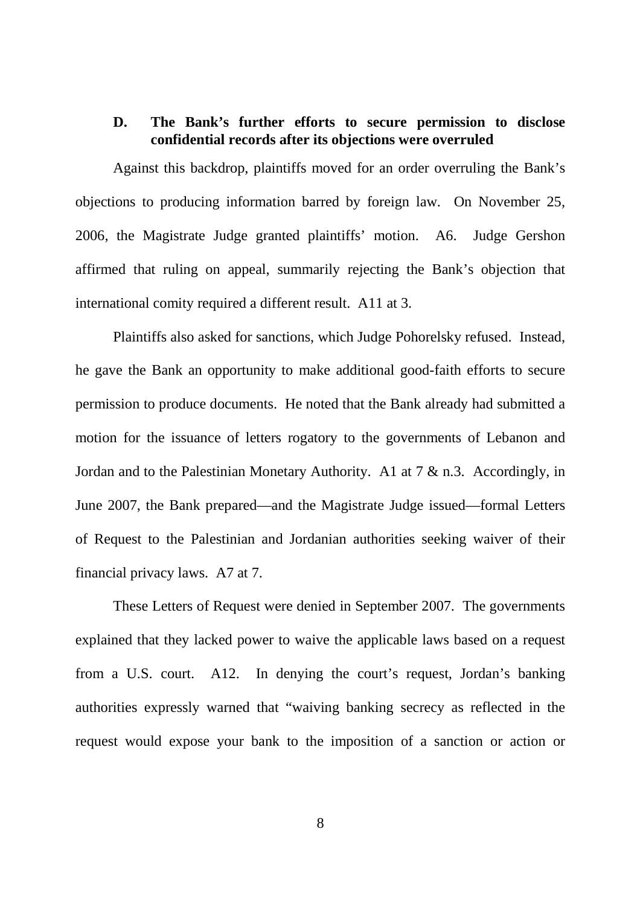### D. The Bank's further efforts to secure permission to disclose confidential records after its objections were overruled

Against this backdrop, plaintiffs moved for an order overruling the Bank's objections to producing information barred by foreign law. On November 25, 2006, the Magistrate Judge granted plaintiffs' motion. A6. Judge Gershon affirmed that ruling on appeal, summarily rejecting the Bank's objection that international comity required a different result. A11 at 3.

Plaintiffs also asked for sanctions, which Judge Pohorelsky refused. Instead, he gave the Bank an opportunity to make additional good-faith efforts to secure permission to produce documents. He noted that the Bank already had submitted a motion for the issuance of letters rogatory to the governments of Lebanon and Jordan and to the Palestinian Monetary Authority. A1 at 7 & n.3. Accordingly, in June 2007, the Bank prepared—and the Magistrate Judge issued—formal Letters of Request to the Palestinian and Jordanian authorities seeking waiver of their financial privacy laws. A7 at 7.

These Letters of Request were denied in September 2007. The governments explained that they lacked power to waive the applicable laws based on a request from a U.S. court. A12. In denying the court's request, Jordan's banking authorities expressly warned that "waiving banking secrecy as reflected in the request would expose your bank to the imposition of a sanction or action or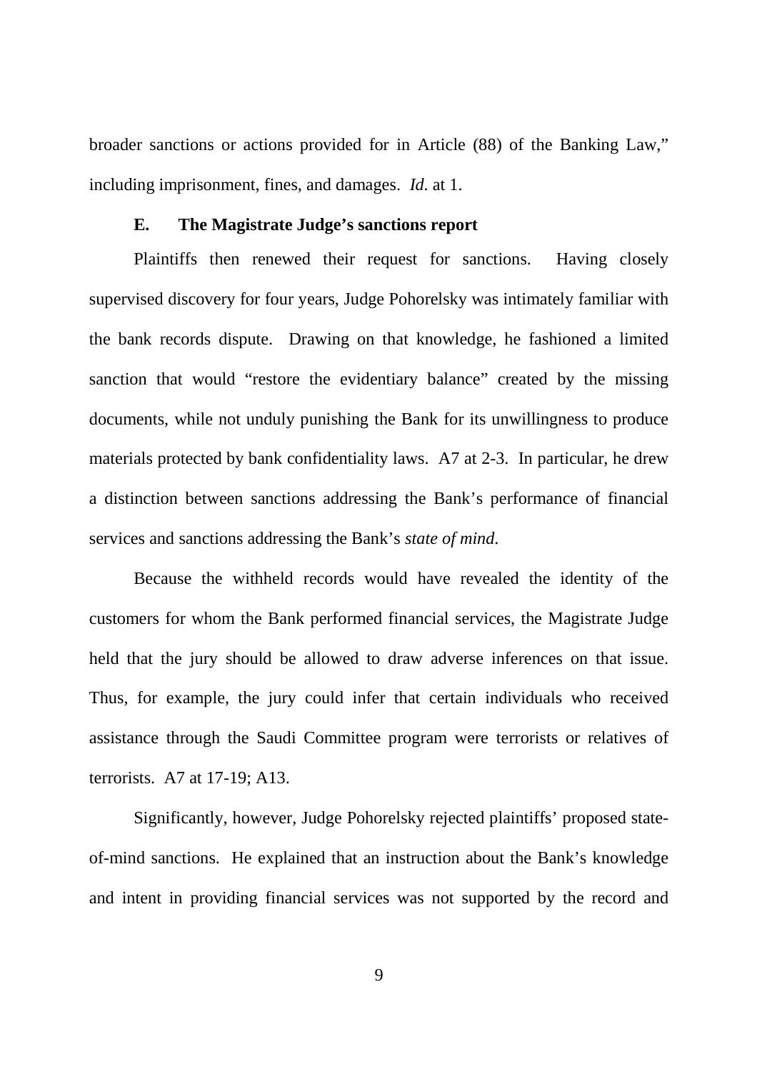broader sanctions or actions provided for in Article (88) of the Banking Law," including imprisonment, fines, and damages. *Id*. at 1.

### E. The Magistrate Judge's sanctions report

Plaintiffs then renewed their request for sanctions. Having closely supervised discovery for four years, Judge Pohorelsky was intimately familiar with the bank records dispute. Drawing on that knowledge, he fashioned a limited sanction that would "restore the evidentiary balance" created by the missing documents, while not unduly punishing the Bank for its unwillingness to produce materials protected by bank confidentiality laws. A7 at 2-3. In particular, he drew a distinction between sanctions addressing the Bank's performance of financial services and sanctions addressing the Bank's *state of mind*.

Because the withheld records would have revealed the identity of the customers for whom the Bank performed financial services, the Magistrate Judge held that the jury should be allowed to draw adverse inferences on that issue. Thus, for example, the jury could infer that certain individuals who received assistance through the Saudi Committee program were terrorists or relatives of terrorists. A7 at 17-19; A13.

Significantly, however, Judge Pohorelsky rejected plaintiffs' proposed state-of-mind sanctions. He explained that an instruction about the Bank's knowledge and intent in providing financial services was not supported by the record and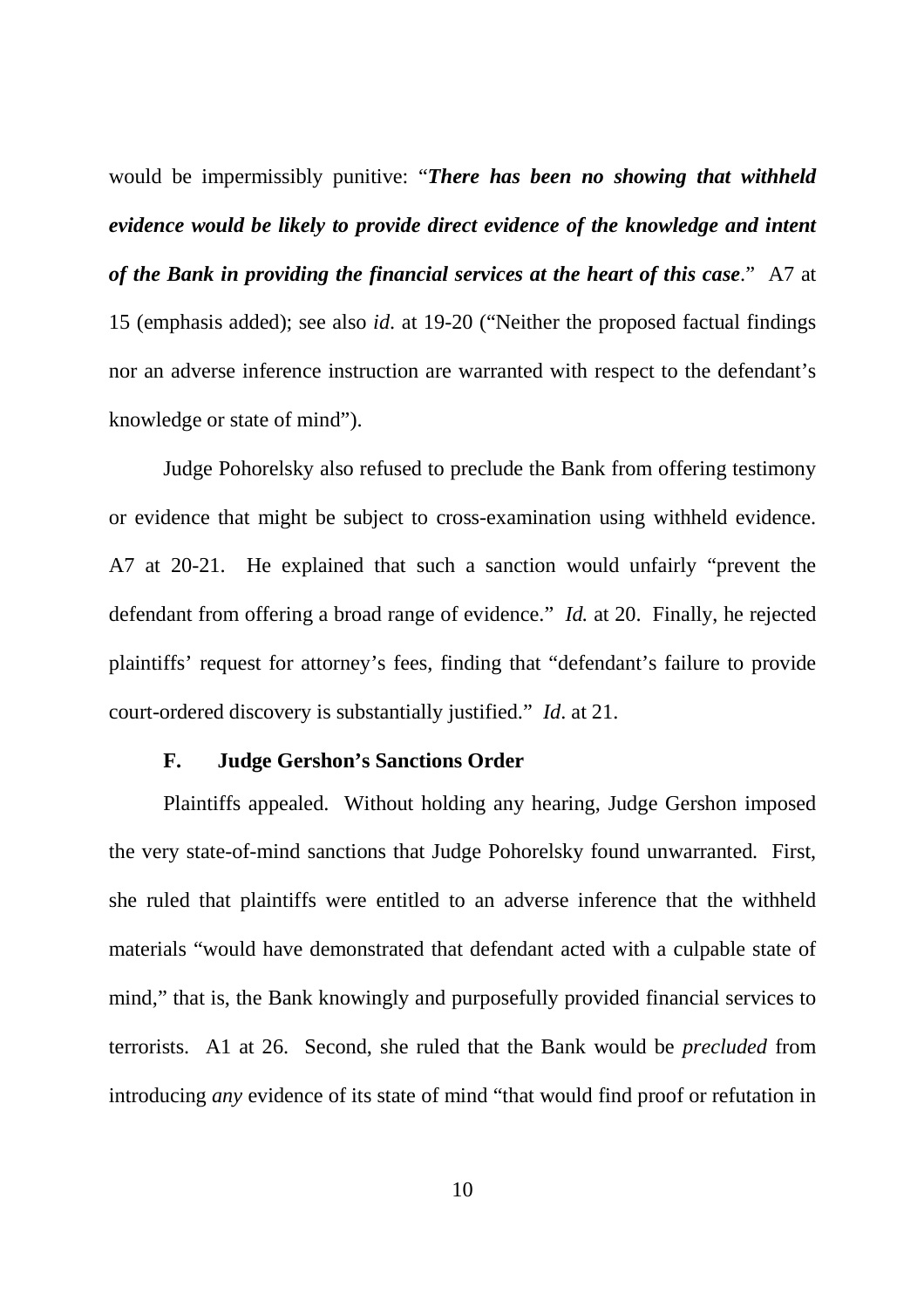would be impermissibly punitive: "***There has been no showing that withheld evidence would be likely to provide direct evidence of the knowledge and intent of the Bank in providing the financial services at the heart of this case***." A7 at 15 (emphasis added); see also *id*. at 19-20 ("Neither the proposed factual findings nor an adverse inference instruction are warranted with respect to the defendant's knowledge or state of mind").

Judge Pohorelsky also refused to preclude the Bank from offering testimony or evidence that might be subject to cross-examination using withheld evidence. A7 at 20-21. He explained that such a sanction would unfairly "prevent the defendant from offering a broad range of evidence." *Id.* at 20. Finally, he rejected plaintiffs' request for attorney's fees, finding that "defendant's failure to provide court-ordered discovery is substantially justified." *Id*. at 21.

### F. Judge Gershon's Sanctions Order

Plaintiffs appealed. Without holding any hearing, Judge Gershon imposed the very state-of-mind sanctions that Judge Pohorelsky found unwarranted. First, she ruled that plaintiffs were entitled to an adverse inference that the withheld materials "would have demonstrated that defendant acted with a culpable state of mind," that is, the Bank knowingly and purposefully provided financial services to terrorists. A1 at 26. Second, she ruled that the Bank would be *precluded* from introducing *any* evidence of its state of mind "that would find proof or refutation in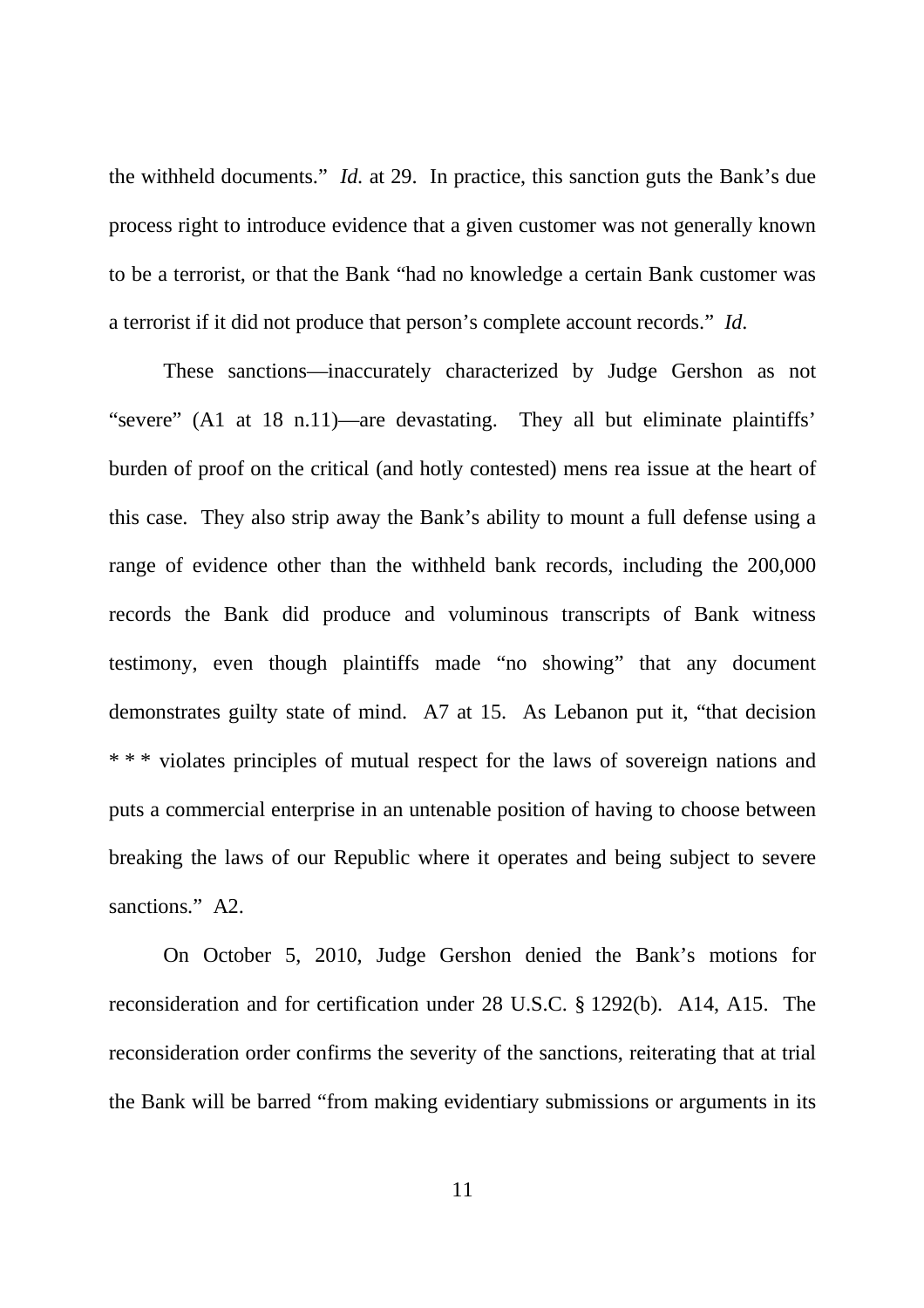the withheld documents." *Id.* at 29. In practice, this sanction guts the Bank's due process right to introduce evidence that a given customer was not generally known to be a terrorist, or that the Bank "had no knowledge a certain Bank customer was a terrorist if it did not produce that person's complete account records." *Id*.

These sanctions—inaccurately characterized by Judge Gershon as not "severe" (A1 at 18 n.11)—are devastating. They all but eliminate plaintiffs' burden of proof on the critical (and hotly contested) mens rea issue at the heart of this case. They also strip away the Bank's ability to mount a full defense using a range of evidence other than the withheld bank records, including the 200,000 records the Bank did produce and voluminous transcripts of Bank witness testimony, even though plaintiffs made "no showing" that any document demonstrates guilty state of mind. A7 at 15. As Lebanon put it, "that decision * * * violates principles of mutual respect for the laws of sovereign nations and puts a commercial enterprise in an untenable position of having to choose between breaking the laws of our Republic where it operates and being subject to severe sanctions." A2.

On October 5, 2010, Judge Gershon denied the Bank's motions for reconsideration and for certification under 28 U.S.C. § 1292(b). A14, A15. The reconsideration order confirms the severity of the sanctions, reiterating that at trial the Bank will be barred "from making evidentiary submissions or arguments in its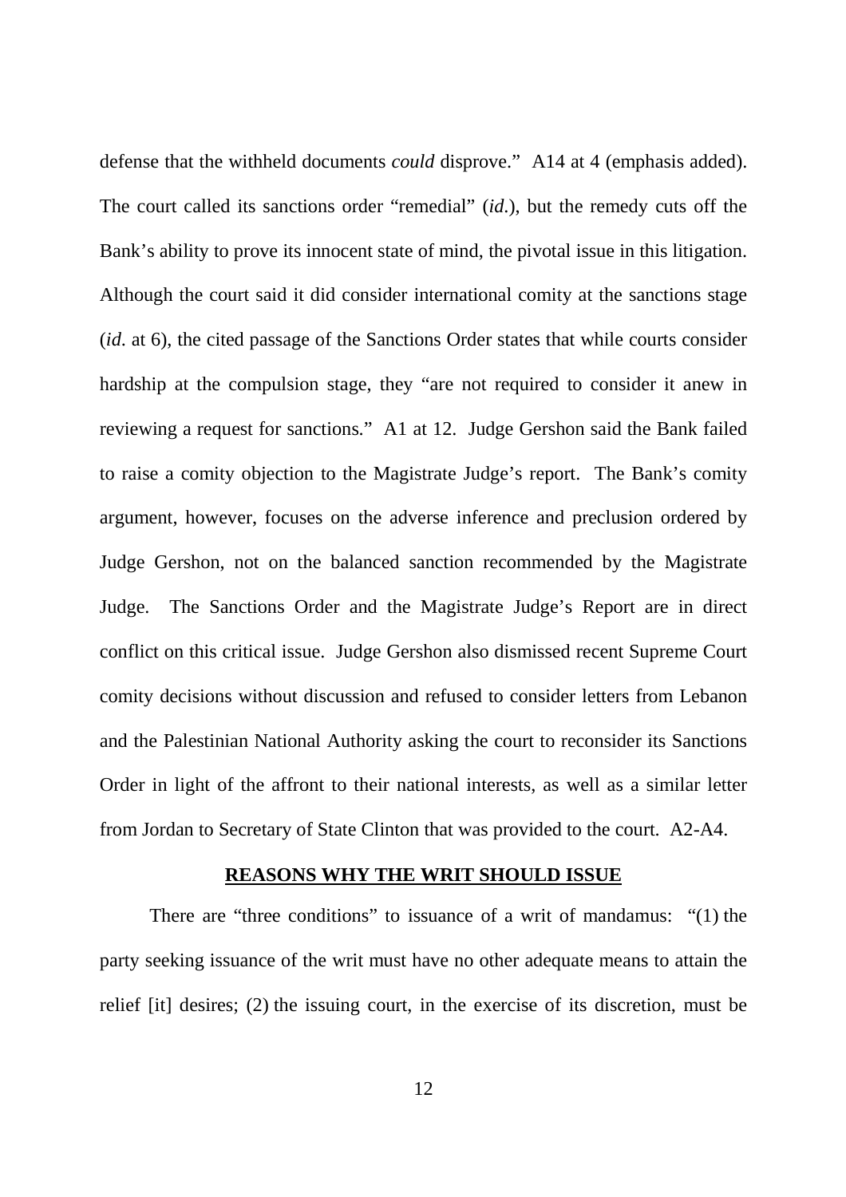defense that the withheld documents *could* disprove." A14 at 4 (emphasis added). The court called its sanctions order "remedial" (*id.*), but the remedy cuts off the Bank's ability to prove its innocent state of mind, the pivotal issue in this litigation. Although the court said it did consider international comity at the sanctions stage (*id.* at 6), the cited passage of the Sanctions Order states that while courts consider hardship at the compulsion stage, they "are not required to consider it anew in reviewing a request for sanctions." A1 at 12. Judge Gershon said the Bank failed to raise a comity objection to the Magistrate Judge's report. The Bank's comity argument, however, focuses on the adverse inference and preclusion ordered by Judge Gershon, not on the balanced sanction recommended by the Magistrate Judge. The Sanctions Order and the Magistrate Judge's Report are in direct conflict on this critical issue. Judge Gershon also dismissed recent Supreme Court comity decisions without discussion and refused to consider letters from Lebanon and the Palestinian National Authority asking the court to reconsider its Sanctions Order in light of the affront to their national interests, as well as a similar letter from Jordan to Secretary of State Clinton that was provided to the court. A2-A4.

## **REASONS WHY THE WRIT SHOULD ISSUE**

There are "three conditions" to issuance of a writ of mandamus: "(1) the party seeking issuance of the writ must have no other adequate means to attain the relief [it] desires; (2) the issuing court, in the exercise of its discretion, must be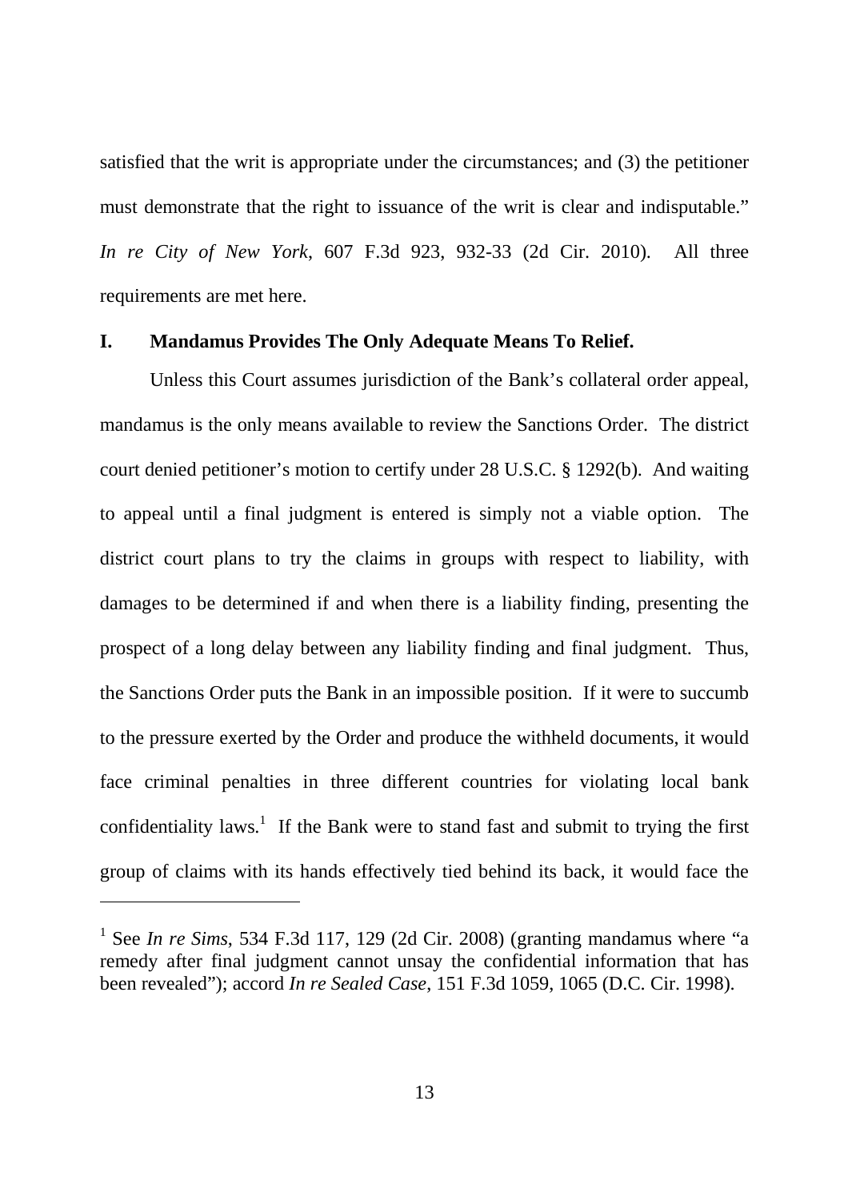satisfied that the writ is appropriate under the circumstances; and (3) the petitioner must demonstrate that the right to issuance of the writ is clear and indisputable." *In re City of New York*, 607 F.3d 923, 932-33 (2d Cir. 2010). All three requirements are met here.

## I. Mandamus Provides The Only Adequate Means To Relief.

Unless this Court assumes jurisdiction of the Bank's collateral order appeal, mandamus is the only means available to review the Sanctions Order. The district court denied petitioner's motion to certify under 28 U.S.C. § 1292(b). And waiting to appeal until a final judgment is entered is simply not a viable option. The district court plans to try the claims in groups with respect to liability, with damages to be determined if and when there is a liability finding, presenting the prospect of a long delay between any liability finding and final judgment. Thus, the Sanctions Order puts the Bank in an impossible position. If it were to succumb to the pressure exerted by the Order and produce the withheld documents, it would face criminal penalties in three different countries for violating local bank confidentiality laws.[1] If the Bank were to stand fast and submit to trying the first group of claims with its hands effectively tied behind its back, it would face the

[1] See *In re Sims*, 534 F.3d 117, 129 (2d Cir. 2008) (granting mandamus where "a remedy after final judgment cannot unsay the confidential information that has been revealed"); accord *In re Sealed Case*, 151 F.3d 1059, 1065 (D.C. Cir. 1998).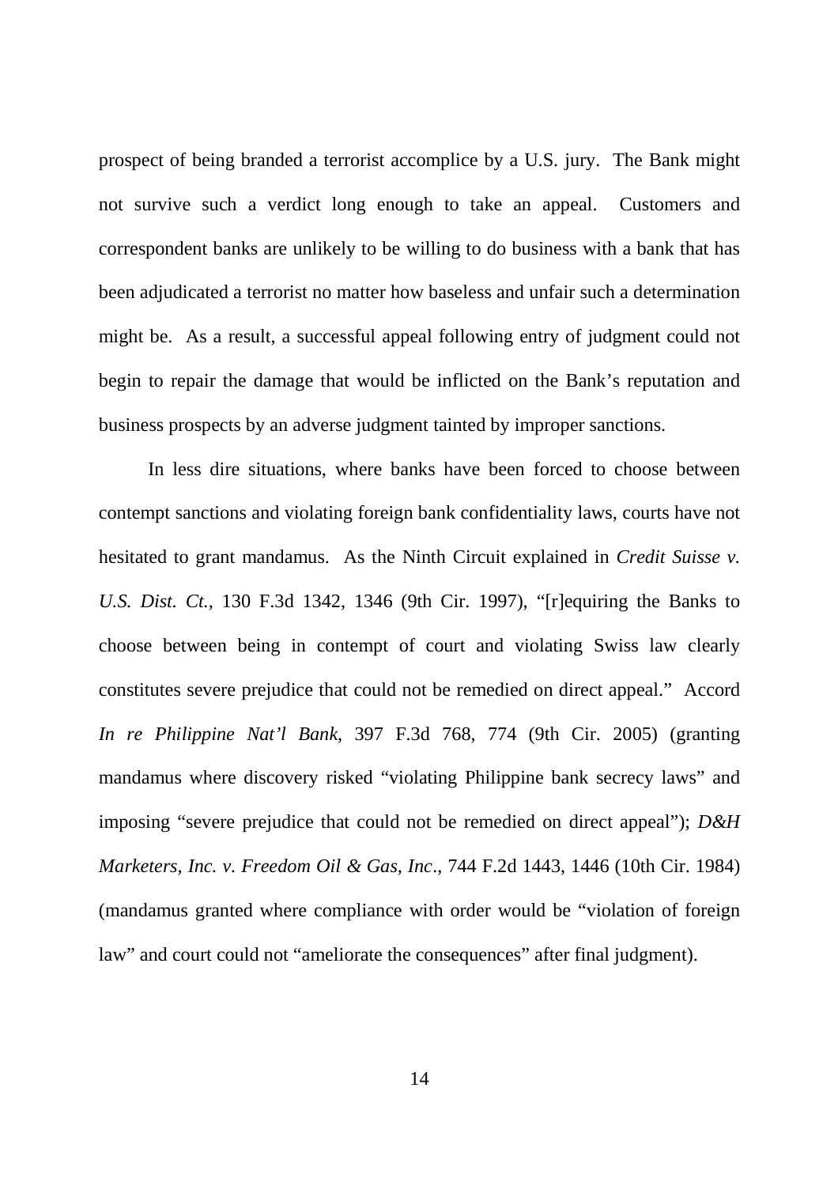prospect of being branded a terrorist accomplice by a U.S. jury. The Bank might not survive such a verdict long enough to take an appeal. Customers and correspondent banks are unlikely to be willing to do business with a bank that has been adjudicated a terrorist no matter how baseless and unfair such a determination might be. As a result, a successful appeal following entry of judgment could not begin to repair the damage that would be inflicted on the Bank's reputation and business prospects by an adverse judgment tainted by improper sanctions.

In less dire situations, where banks have been forced to choose between contempt sanctions and violating foreign bank confidentiality laws, courts have not hesitated to grant mandamus. As the Ninth Circuit explained in *Credit Suisse v. U.S. Dist. Ct.*, 130 F.3d 1342, 1346 (9th Cir. 1997), "[r]equiring the Banks to choose between being in contempt of court and violating Swiss law clearly constitutes severe prejudice that could not be remedied on direct appeal." Accord *In re Philippine Nat'l Bank*, 397 F.3d 768, 774 (9th Cir. 2005) (granting mandamus where discovery risked "violating Philippine bank secrecy laws" and imposing "severe prejudice that could not be remedied on direct appeal"); *D&H Marketers, Inc. v. Freedom Oil & Gas, Inc*., 744 F.2d 1443, 1446 (10th Cir. 1984) (mandamus granted where compliance with order would be "violation of foreign law" and court could not "ameliorate the consequences" after final judgment).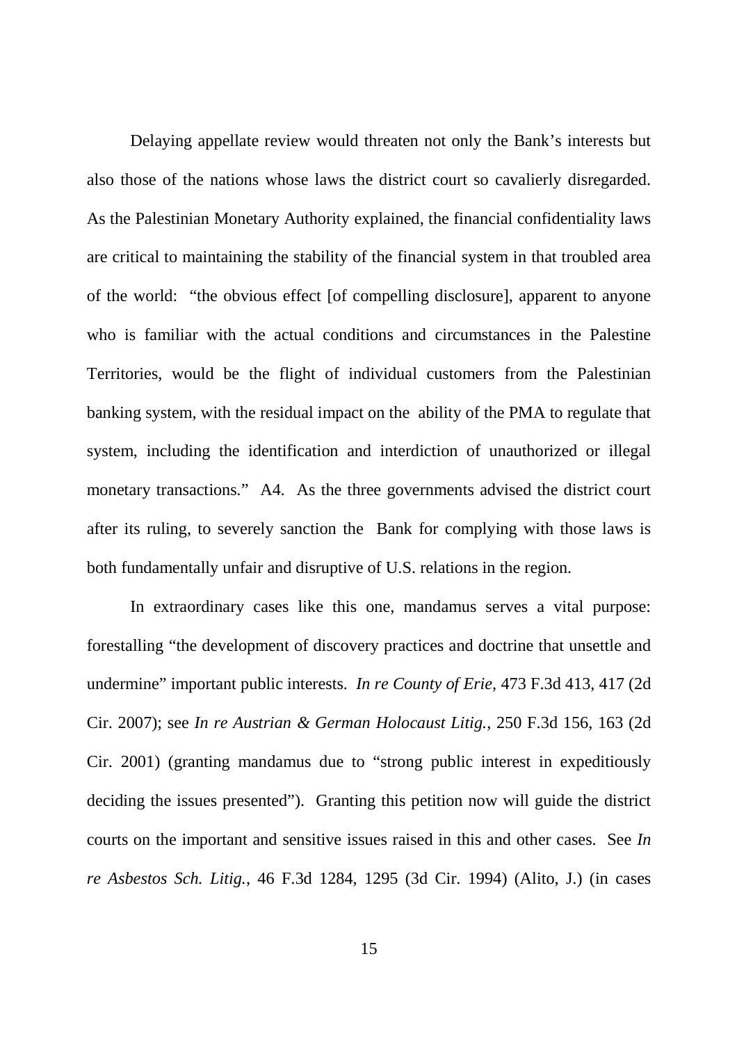Delaying appellate review would threaten not only the Bank's interests but also those of the nations whose laws the district court so cavalierly disregarded. As the Palestinian Monetary Authority explained, the financial confidentiality laws are critical to maintaining the stability of the financial system in that troubled area of the world: "the obvious effect [of compelling disclosure], apparent to anyone who is familiar with the actual conditions and circumstances in the Palestine Territories, would be the flight of individual customers from the Palestinian banking system, with the residual impact on the ability of the PMA to regulate that system, including the identification and interdiction of unauthorized or illegal monetary transactions." A4. As the three governments advised the district court after its ruling, to severely sanction the Bank for complying with those laws is both fundamentally unfair and disruptive of U.S. relations in the region.

In extraordinary cases like this one, mandamus serves a vital purpose: forestalling "the development of discovery practices and doctrine that unsettle and undermine" important public interests. *In re County of Erie*, 473 F.3d 413, 417 (2d Cir. 2007); see *In re Austrian & German Holocaust Litig.*, 250 F.3d 156, 163 (2d Cir. 2001) (granting mandamus due to "strong public interest in expeditiously deciding the issues presented"). Granting this petition now will guide the district courts on the important and sensitive issues raised in this and other cases. See *In re Asbestos Sch. Litig.*, 46 F.3d 1284, 1295 (3d Cir. 1994) (Alito, J.) (in cases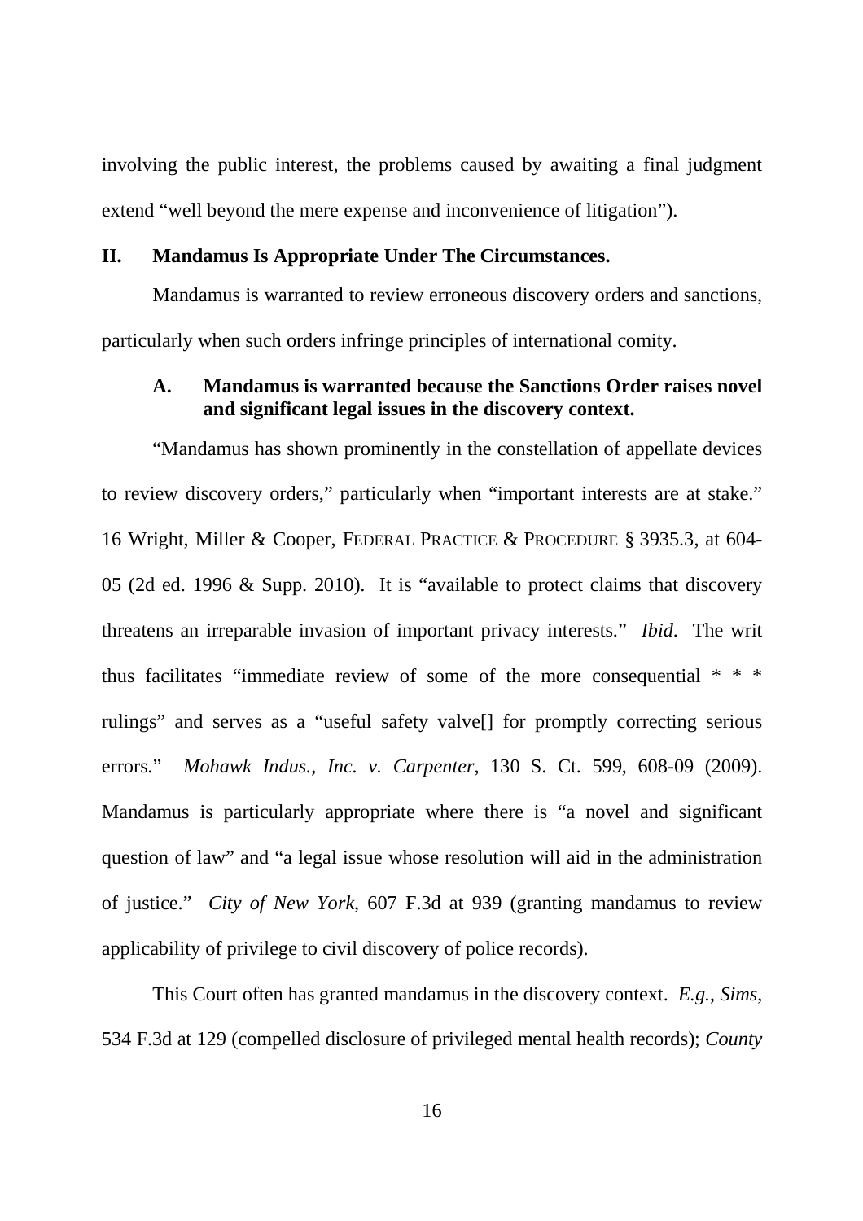involving the public interest, the problems caused by awaiting a final judgment extend "well beyond the mere expense and inconvenience of litigation").

## II. Mandamus Is Appropriate Under The Circumstances.

Mandamus is warranted to review erroneous discovery orders and sanctions, particularly when such orders infringe principles of international comity.

### A. Mandamus is warranted because the Sanctions Order raises novel and significant legal issues in the discovery context.

"Mandamus has shown prominently in the constellation of appellate devices to review discovery orders," particularly when "important interests are at stake." 16 Wright, Miller & Cooper, FEDERAL PRACTICE & PROCEDURE § 3935.3, at 604-05 (2d ed. 1996 & Supp. 2010). It is "available to protect claims that discovery threatens an irreparable invasion of important privacy interests." *Ibid.* The writ thus facilitates "immediate review of some of the more consequential * * * rulings" and serves as a "useful safety valve[] for promptly correcting serious errors." *Mohawk Indus., Inc. v. Carpenter*, 130 S. Ct. 599, 608-09 (2009). Mandamus is particularly appropriate where there is "a novel and significant question of law" and "a legal issue whose resolution will aid in the administration of justice." *City of New York*, 607 F.3d at 939 (granting mandamus to review applicability of privilege to civil discovery of police records).

This Court often has granted mandamus in the discovery context. *E.g.*, *Sims*, 534 F.3d at 129 (compelled disclosure of privileged mental health records); *County*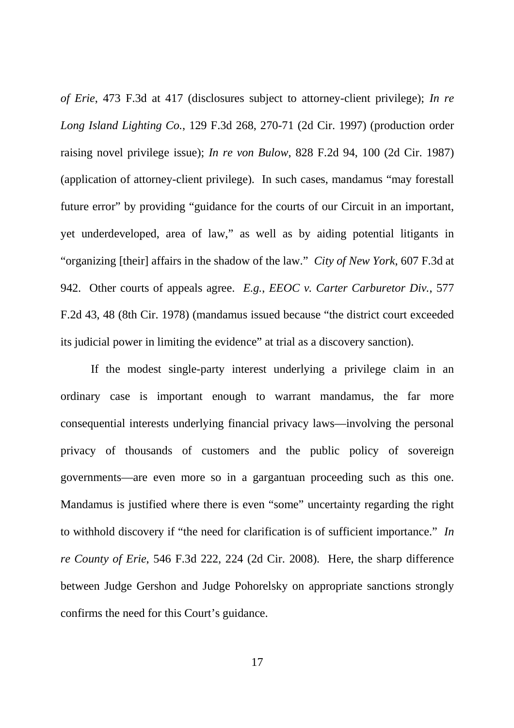*of Erie*, 473 F.3d at 417 (disclosures subject to attorney-client privilege); *In re Long Island Lighting Co.*, 129 F.3d 268, 270-71 (2d Cir. 1997) (production order raising novel privilege issue); *In re von Bulow*, 828 F.2d 94, 100 (2d Cir. 1987) (application of attorney-client privilege). In such cases, mandamus "may forestall future error" by providing "guidance for the courts of our Circuit in an important, yet underdeveloped, area of law," as well as by aiding potential litigants in "organizing [their] affairs in the shadow of the law." *City of New York*, 607 F.3d at 942. Other courts of appeals agree. *E.g.*, *EEOC v. Carter Carburetor Div.*, 577 F.2d 43, 48 (8th Cir. 1978) (mandamus issued because "the district court exceeded its judicial power in limiting the evidence" at trial as a discovery sanction).

If the modest single-party interest underlying a privilege claim in an ordinary case is important enough to warrant mandamus, the far more consequential interests underlying financial privacy laws—involving the personal privacy of thousands of customers and the public policy of sovereign governments—are even more so in a gargantuan proceeding such as this one. Mandamus is justified where there is even "some" uncertainty regarding the right to withhold discovery if "the need for clarification is of sufficient importance." *In re County of Erie*, 546 F.3d 222, 224 (2d Cir. 2008). Here, the sharp difference between Judge Gershon and Judge Pohorelsky on appropriate sanctions strongly confirms the need for this Court's guidance.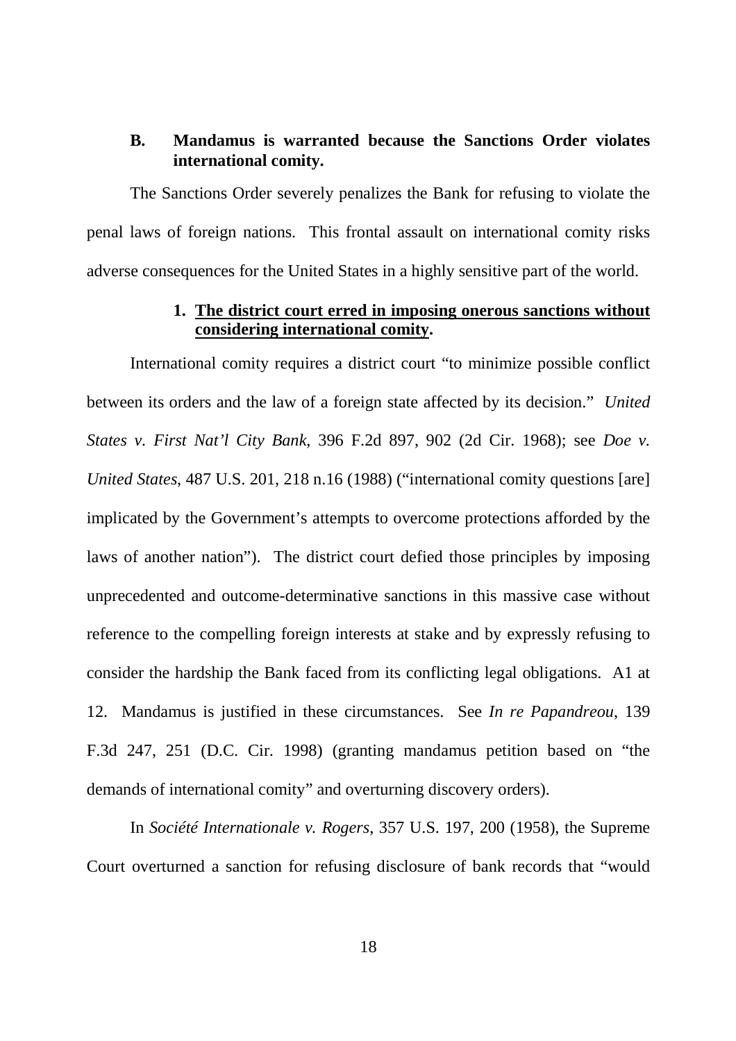### B. Mandamus is warranted because the Sanctions Order violates international comity.

The Sanctions Order severely penalizes the Bank for refusing to violate the penal laws of foreign nations. This frontal assault on international comity risks adverse consequences for the United States in a highly sensitive part of the world.

#### 1. <u>The district court erred in imposing onerous sanctions without considering international comity</u>.

International comity requires a district court "to minimize possible conflict between its orders and the law of a foreign state affected by its decision." *United States v. First Nat'l City Bank*, 396 F.2d 897, 902 (2d Cir. 1968); see *Doe v. United States*, 487 U.S. 201, 218 n.16 (1988) ("international comity questions [are] implicated by the Government's attempts to overcome protections afforded by the laws of another nation"). The district court defied those principles by imposing unprecedented and outcome-determinative sanctions in this massive case without reference to the compelling foreign interests at stake and by expressly refusing to consider the hardship the Bank faced from its conflicting legal obligations. A1 at 12. Mandamus is justified in these circumstances. See *In re Papandreou*, 139 F.3d 247, 251 (D.C. Cir. 1998) (granting mandamus petition based on "the demands of international comity" and overturning discovery orders).

In *Société Internationale v. Rogers*, 357 U.S. 197, 200 (1958), the Supreme Court overturned a sanction for refusing disclosure of bank records that "would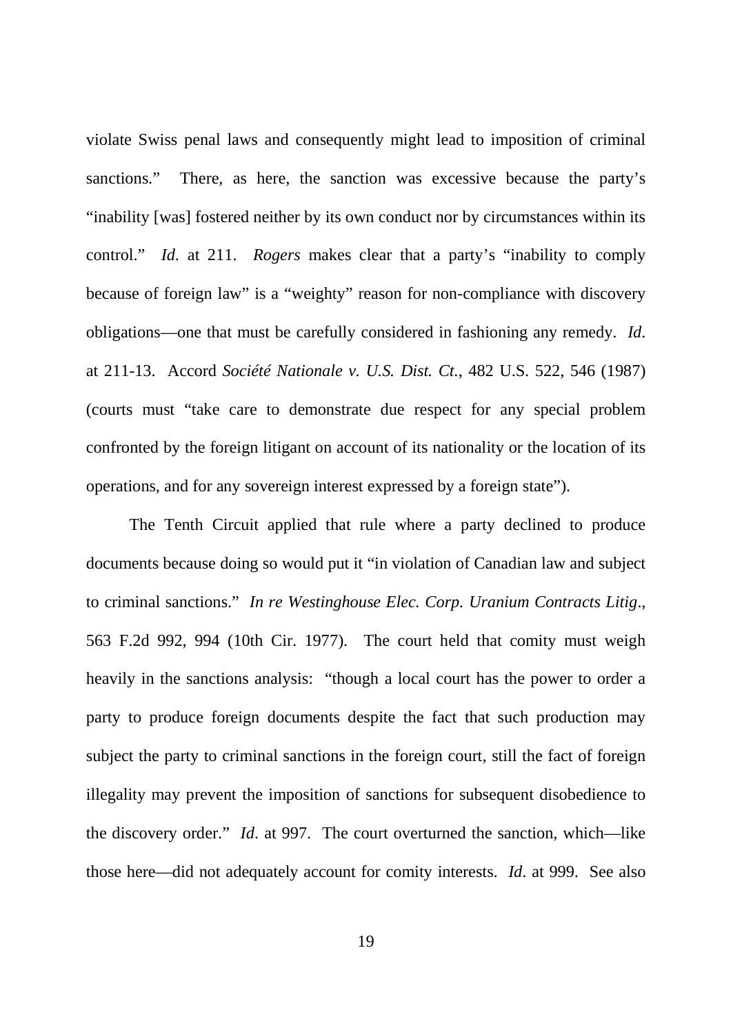violate Swiss penal laws and consequently might lead to imposition of criminal sanctions." There, as here, the sanction was excessive because the party's "inability [was] fostered neither by its own conduct nor by circumstances within its control." *Id.* at 211. *Rogers* makes clear that a party's "inability to comply because of foreign law" is a "weighty" reason for non-compliance with discovery obligations—one that must be carefully considered in fashioning any remedy. *Id*. at 211-13. Accord *Société Nationale v. U.S. Dist. Ct.*, 482 U.S. 522, 546 (1987) (courts must "take care to demonstrate due respect for any special problem confronted by the foreign litigant on account of its nationality or the location of its operations, and for any sovereign interest expressed by a foreign state").

The Tenth Circuit applied that rule where a party declined to produce documents because doing so would put it "in violation of Canadian law and subject to criminal sanctions." *In re Westinghouse Elec. Corp. Uranium Contracts Litig*., 563 F.2d 992, 994 (10th Cir. 1977). The court held that comity must weigh heavily in the sanctions analysis: "though a local court has the power to order a party to produce foreign documents despite the fact that such production may subject the party to criminal sanctions in the foreign court, still the fact of foreign illegality may prevent the imposition of sanctions for subsequent disobedience to the discovery order." *Id*. at 997. The court overturned the sanction, which—like those here—did not adequately account for comity interests. *Id*. at 999. See also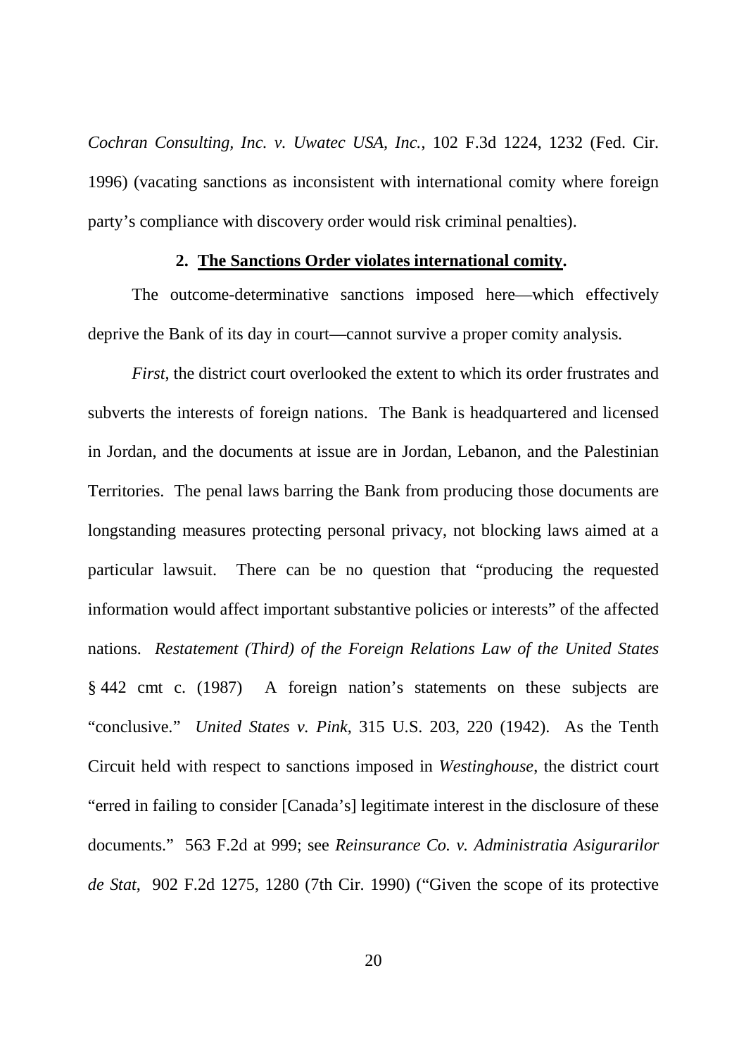*Cochran Consulting, Inc. v. Uwatec USA, Inc.*, 102 F.3d 1224, 1232 (Fed. Cir. 1996) (vacating sanctions as inconsistent with international comity where foreign party's compliance with discovery order would risk criminal penalties).

**2. <u>The Sanctions Order violates international comity</u>.**

The outcome-determinative sanctions imposed here—which effectively deprive the Bank of its day in court—cannot survive a proper comity analysis.

*First*, the district court overlooked the extent to which its order frustrates and subverts the interests of foreign nations. The Bank is headquartered and licensed in Jordan, and the documents at issue are in Jordan, Lebanon, and the Palestinian Territories. The penal laws barring the Bank from producing those documents are longstanding measures protecting personal privacy, not blocking laws aimed at a particular lawsuit. There can be no question that "producing the requested information would affect important substantive policies or interests" of the affected nations. *Restatement (Third) of the Foreign Relations Law of the United States* § 442 cmt c. (1987) A foreign nation's statements on these subjects are "conclusive." *United States v. Pink*, 315 U.S. 203, 220 (1942). As the Tenth Circuit held with respect to sanctions imposed in *Westinghouse*, the district court "erred in failing to consider [Canada's] legitimate interest in the disclosure of these documents." 563 F.2d at 999; see *Reinsurance Co. v. Administratia Asigurarilor de Stat*, 902 F.2d 1275, 1280 (7th Cir. 1990) ("Given the scope of its protective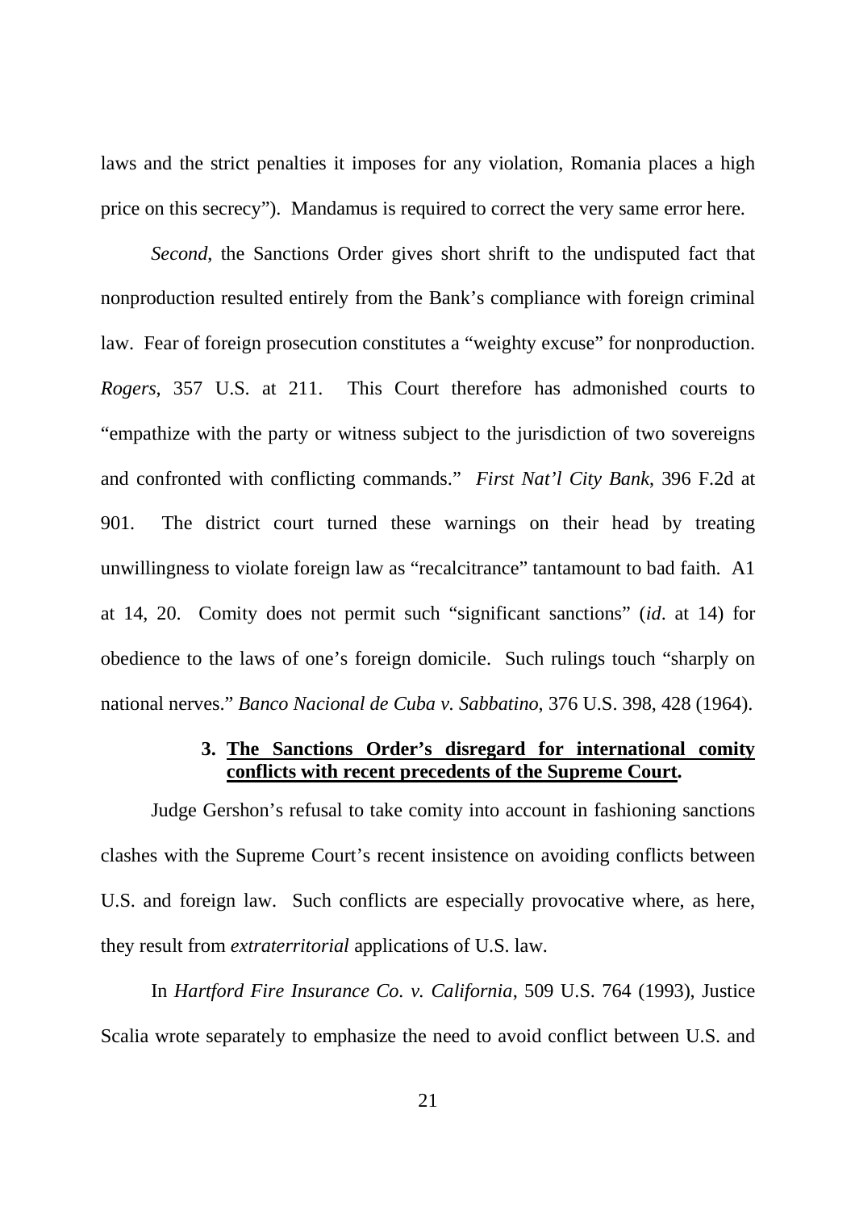laws and the strict penalties it imposes for any violation, Romania places a high price on this secrecy"). Mandamus is required to correct the very same error here.

*Second*, the Sanctions Order gives short shrift to the undisputed fact that nonproduction resulted entirely from the Bank's compliance with foreign criminal law. Fear of foreign prosecution constitutes a "weighty excuse" for nonproduction. *Rogers*, 357 U.S. at 211. This Court therefore has admonished courts to "empathize with the party or witness subject to the jurisdiction of two sovereigns and confronted with conflicting commands." *First Nat'l City Bank*, 396 F.2d at 901. The district court turned these warnings on their head by treating unwillingness to violate foreign law as "recalcitrance" tantamount to bad faith. A1 at 14, 20. Comity does not permit such "significant sanctions" (*id*. at 14) for obedience to the laws of one's foreign domicile. Such rulings touch "sharply on national nerves." *Banco Nacional de Cuba v. Sabbatino*, 376 U.S. 398, 428 (1964).

#### 3. The Sanctions Order's disregard for international comity conflicts with recent precedents of the Supreme Court.

Judge Gershon's refusal to take comity into account in fashioning sanctions clashes with the Supreme Court's recent insistence on avoiding conflicts between U.S. and foreign law. Such conflicts are especially provocative where, as here, they result from *extraterritorial* applications of U.S. law.

In *Hartford Fire Insurance Co. v. California*, 509 U.S. 764 (1993), Justice Scalia wrote separately to emphasize the need to avoid conflict between U.S. and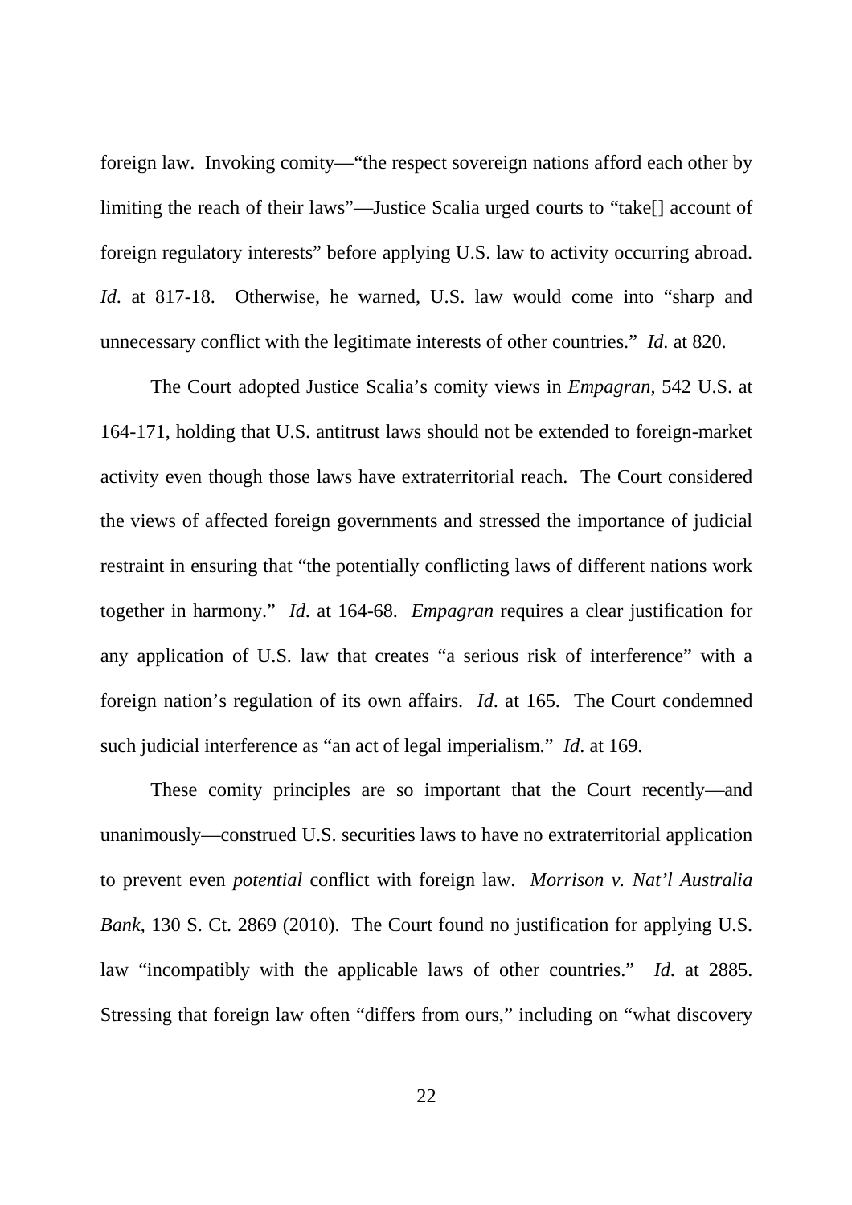foreign law. Invoking comity—"the respect sovereign nations afford each other by limiting the reach of their laws"—Justice Scalia urged courts to "take[] account of foreign regulatory interests" before applying U.S. law to activity occurring abroad. *Id*. at 817-18. Otherwise, he warned, U.S. law would come into "sharp and unnecessary conflict with the legitimate interests of other countries." *Id*. at 820.

The Court adopted Justice Scalia's comity views in *Empagran*, 542 U.S. at 164-171, holding that U.S. antitrust laws should not be extended to foreign-market activity even though those laws have extraterritorial reach. The Court considered the views of affected foreign governments and stressed the importance of judicial restraint in ensuring that "the potentially conflicting laws of different nations work together in harmony." *Id*. at 164-68. *Empagran* requires a clear justification for any application of U.S. law that creates "a serious risk of interference" with a foreign nation's regulation of its own affairs. *Id*. at 165. The Court condemned such judicial interference as "an act of legal imperialism." *Id*. at 169.

These comity principles are so important that the Court recently—and unanimously—construed U.S. securities laws to have no extraterritorial application to prevent even *potential* conflict with foreign law. *Morrison v. Nat'l Australia Bank*, 130 S. Ct. 2869 (2010). The Court found no justification for applying U.S. law "incompatibly with the applicable laws of other countries." *Id*. at 2885. Stressing that foreign law often "differs from ours," including on "what discovery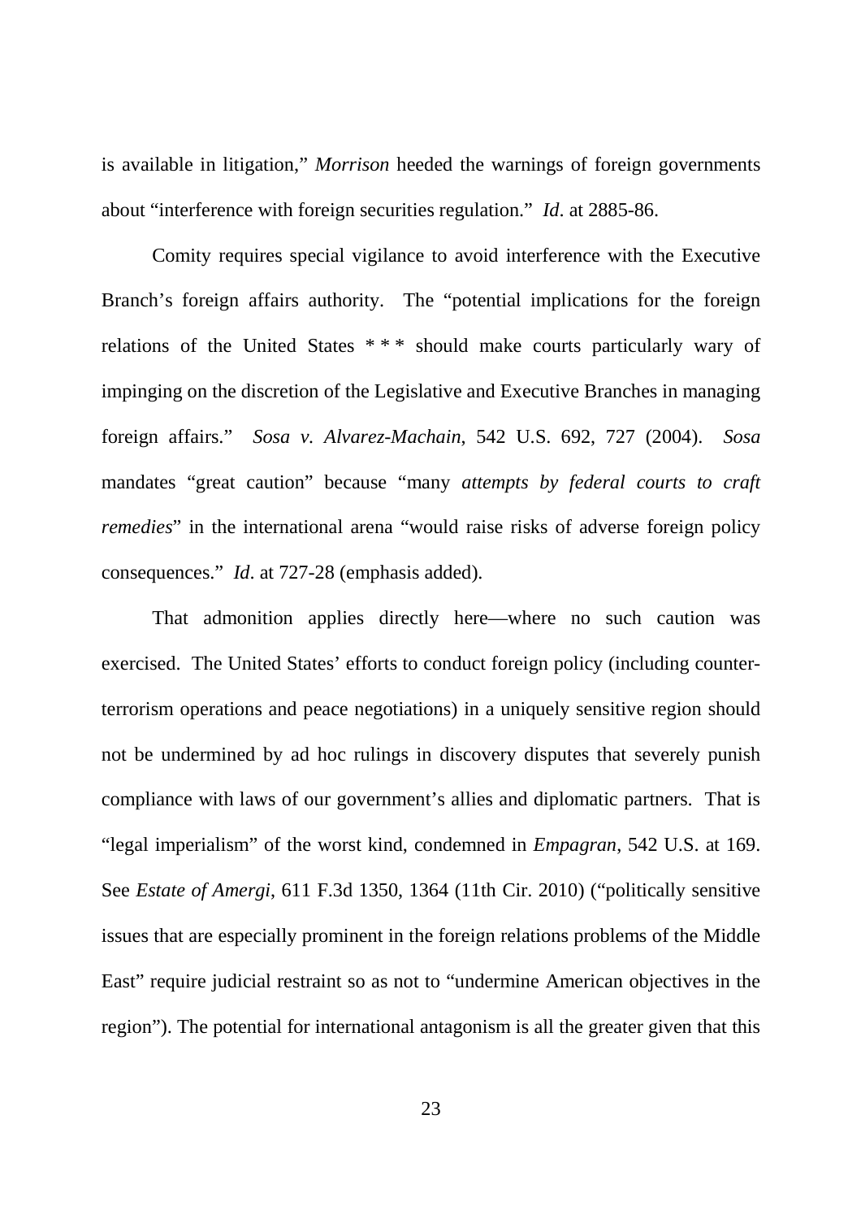is available in litigation," *Morrison* heeded the warnings of foreign governments about "interference with foreign securities regulation." *Id*. at 2885-86.

Comity requires special vigilance to avoid interference with the Executive Branch's foreign affairs authority. The "potential implications for the foreign relations of the United States * * * should make courts particularly wary of impinging on the discretion of the Legislative and Executive Branches in managing foreign affairs." *Sosa v. Alvarez-Machain*, 542 U.S. 692, 727 (2004). *Sosa* mandates "great caution" because "many *attempts by federal courts to craft remedies*" in the international arena "would raise risks of adverse foreign policy consequences." *Id*. at 727-28 (emphasis added).

That admonition applies directly here—where no such caution was exercised. The United States' efforts to conduct foreign policy (including counter-terrorism operations and peace negotiations) in a uniquely sensitive region should not be undermined by ad hoc rulings in discovery disputes that severely punish compliance with laws of our government's allies and diplomatic partners. That is "legal imperialism" of the worst kind, condemned in *Empagran*, 542 U.S. at 169. See *Estate of Amergi*, 611 F.3d 1350, 1364 (11th Cir. 2010) ("politically sensitive issues that are especially prominent in the foreign relations problems of the Middle East" require judicial restraint so as not to "undermine American objectives in the region"). The potential for international antagonism is all the greater given that this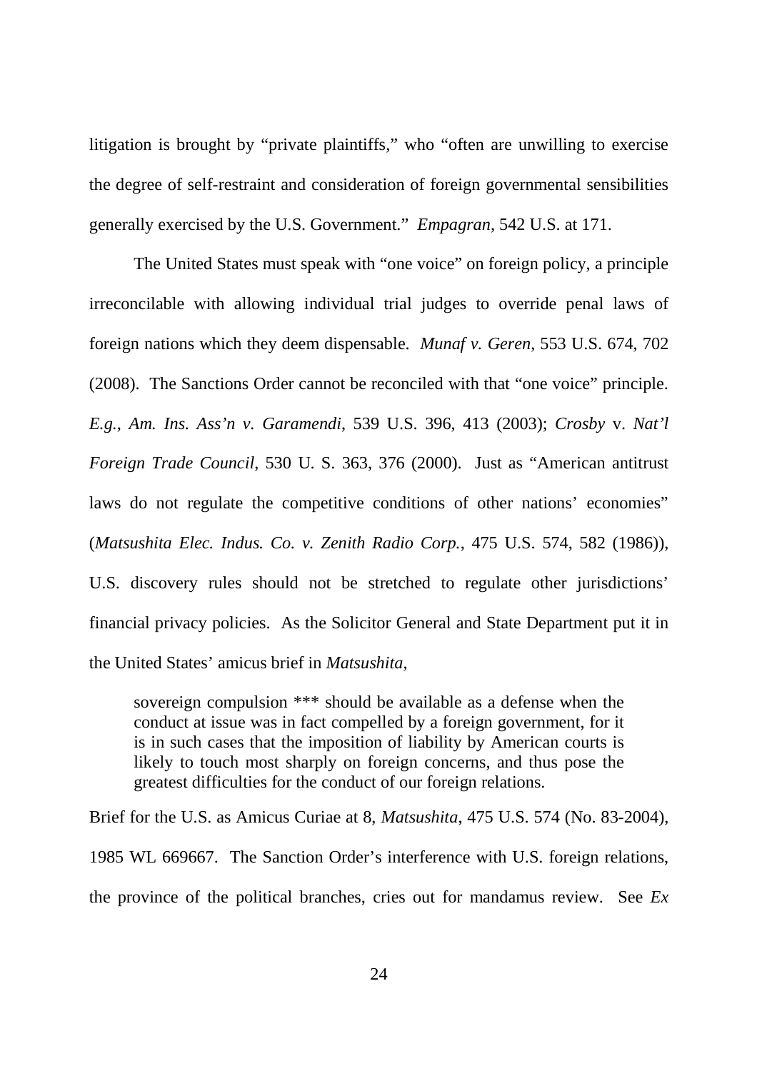litigation is brought by "private plaintiffs," who "often are unwilling to exercise the degree of self-restraint and consideration of foreign governmental sensibilities generally exercised by the U.S. Government." *Empagran*, 542 U.S. at 171.

The United States must speak with "one voice" on foreign policy, a principle irreconcilable with allowing individual trial judges to override penal laws of foreign nations which they deem dispensable. *Munaf v. Geren*, 553 U.S. 674, 702 (2008). The Sanctions Order cannot be reconciled with that "one voice" principle. *E.g.*, *Am. Ins. Ass'n v. Garamendi*, 539 U.S. 396, 413 (2003); *Crosby* v. *Nat'l Foreign Trade Council*, 530 U. S. 363, 376 (2000). Just as "American antitrust laws do not regulate the competitive conditions of other nations' economies" (*Matsushita Elec. Indus. Co. v. Zenith Radio Corp.*, 475 U.S. 574, 582 (1986)), U.S. discovery rules should not be stretched to regulate other jurisdictions' financial privacy policies. As the Solicitor General and State Department put it in the United States' amicus brief in *Matsushita*,

> sovereign compulsion *** should be available as a defense when the conduct at issue was in fact compelled by a foreign government, for it is in such cases that the imposition of liability by American courts is likely to touch most sharply on foreign concerns, and thus pose the greatest difficulties for the conduct of our foreign relations.

Brief for the U.S. as Amicus Curiae at 8, *Matsushita*, 475 U.S. 574 (No. 83-2004), 1985 WL 669667. The Sanction Order's interference with U.S. foreign relations, the province of the political branches, cries out for mandamus review. See *Ex*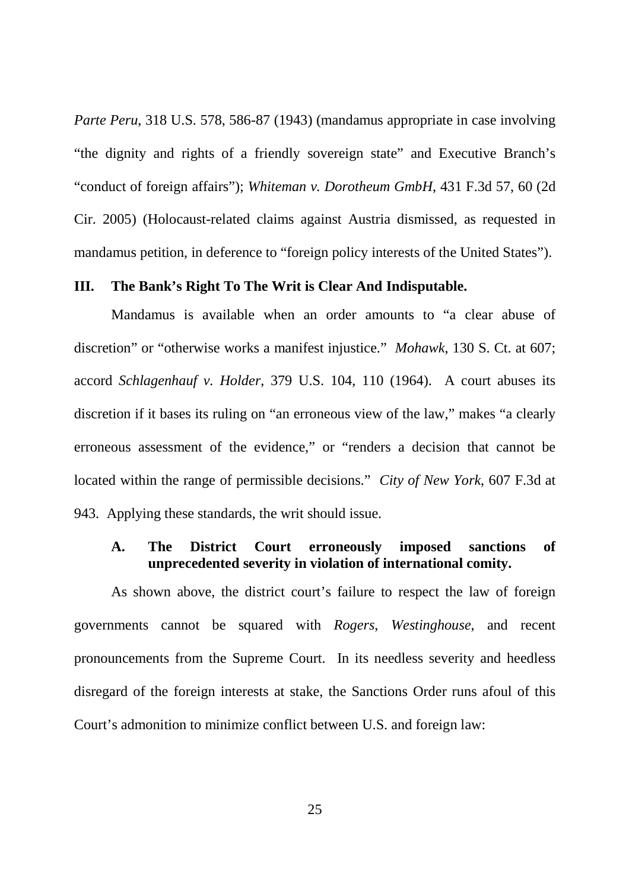*Parte Peru*, 318 U.S. 578, 586-87 (1943) (mandamus appropriate in case involving "the dignity and rights of a friendly sovereign state" and Executive Branch's "conduct of foreign affairs"); *Whiteman v. Dorotheum GmbH*, 431 F.3d 57, 60 (2d Cir. 2005) (Holocaust-related claims against Austria dismissed, as requested in mandamus petition, in deference to "foreign policy interests of the United States").

## III. The Bank's Right To The Writ is Clear And Indisputable.

Mandamus is available when an order amounts to "a clear abuse of discretion" or "otherwise works a manifest injustice." *Mohawk*, 130 S. Ct. at 607; accord *Schlagenhauf v. Holder*, 379 U.S. 104, 110 (1964). A court abuses its discretion if it bases its ruling on "an erroneous view of the law," makes "a clearly erroneous assessment of the evidence," or "renders a decision that cannot be located within the range of permissible decisions." *City of New York*, 607 F.3d at 943. Applying these standards, the writ should issue.

### A. The District Court erroneously imposed sanctions of unprecedented severity in violation of international comity.

As shown above, the district court's failure to respect the law of foreign governments cannot be squared with *Rogers*, *Westinghouse*, and recent pronouncements from the Supreme Court. In its needless severity and heedless disregard of the foreign interests at stake, the Sanctions Order runs afoul of this Court's admonition to minimize conflict between U.S. and foreign law: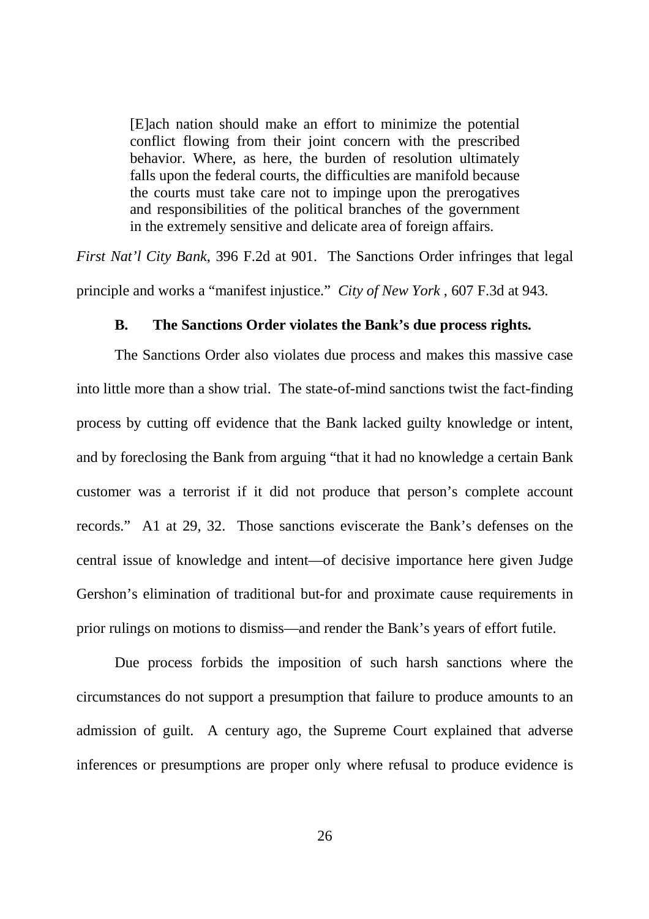> [E]ach nation should make an effort to minimize the potential conflict flowing from their joint concern with the prescribed behavior. Where, as here, the burden of resolution ultimately falls upon the federal courts, the difficulties are manifold because the courts must take care not to impinge upon the prerogatives and responsibilities of the political branches of the government in the extremely sensitive and delicate area of foreign affairs.

*First Nat'l City Bank*, 396 F.2d at 901. The Sanctions Order infringes that legal principle and works a "manifest injustice." *City of New York* , 607 F.3d at 943.

### B. The Sanctions Order violates the Bank's due process rights.

The Sanctions Order also violates due process and makes this massive case into little more than a show trial. The state-of-mind sanctions twist the fact-finding process by cutting off evidence that the Bank lacked guilty knowledge or intent, and by foreclosing the Bank from arguing "that it had no knowledge a certain Bank customer was a terrorist if it did not produce that person's complete account records." A1 at 29, 32. Those sanctions eviscerate the Bank's defenses on the central issue of knowledge and intent—of decisive importance here given Judge Gershon's elimination of traditional but-for and proximate cause requirements in prior rulings on motions to dismiss—and render the Bank's years of effort futile.

Due process forbids the imposition of such harsh sanctions where the circumstances do not support a presumption that failure to produce amounts to an admission of guilt. A century ago, the Supreme Court explained that adverse inferences or presumptions are proper only where refusal to produce evidence is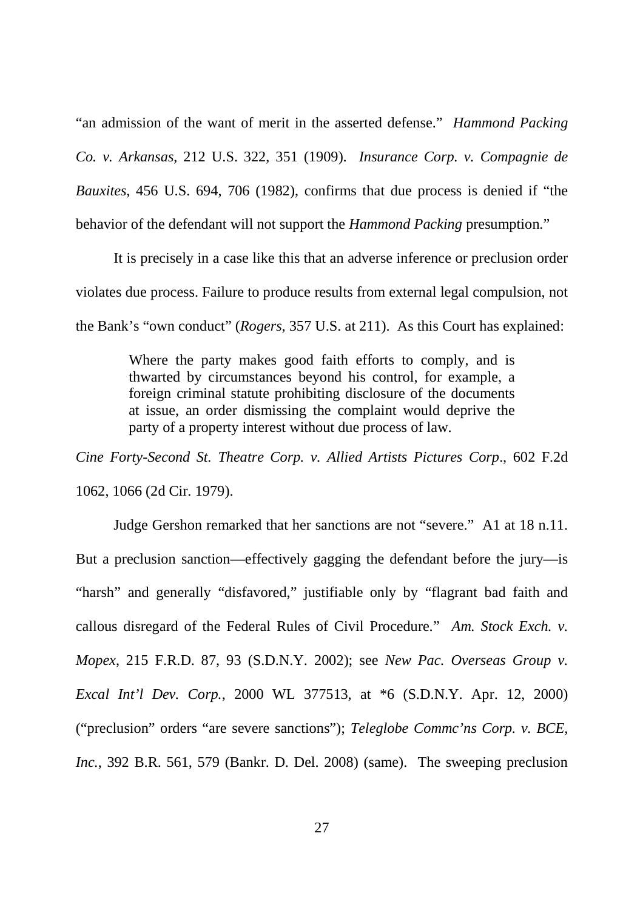"an admission of the want of merit in the asserted defense." *Hammond Packing Co. v. Arkansas*, 212 U.S. 322, 351 (1909). *Insurance Corp. v. Compagnie de Bauxites*, 456 U.S. 694, 706 (1982), confirms that due process is denied if "the behavior of the defendant will not support the *Hammond Packing* presumption."

It is precisely in a case like this that an adverse inference or preclusion order violates due process. Failure to produce results from external legal compulsion, not the Bank's "own conduct" (*Rogers*, 357 U.S. at 211). As this Court has explained:

> Where the party makes good faith efforts to comply, and is thwarted by circumstances beyond his control, for example, a foreign criminal statute prohibiting disclosure of the documents at issue, an order dismissing the complaint would deprive the party of a property interest without due process of law.

*Cine Forty-Second St. Theatre Corp. v. Allied Artists Pictures Corp*., 602 F.2d 1062, 1066 (2d Cir. 1979).

Judge Gershon remarked that her sanctions are not "severe." A1 at 18 n.11. But a preclusion sanction—effectively gagging the defendant before the jury—is "harsh" and generally "disfavored," justifiable only by "flagrant bad faith and callous disregard of the Federal Rules of Civil Procedure." *Am. Stock Exch. v. Mopex*, 215 F.R.D. 87, 93 (S.D.N.Y. 2002); see *New Pac. Overseas Group v. Excal Int'l Dev. Corp.*, 2000 WL 377513, at *6 (S.D.N.Y. Apr. 12, 2000) ("preclusion" orders "are severe sanctions"); *Teleglobe Commc'ns Corp. v. BCE, Inc.*, 392 B.R. 561, 579 (Bankr. D. Del. 2008) (same). The sweeping preclusion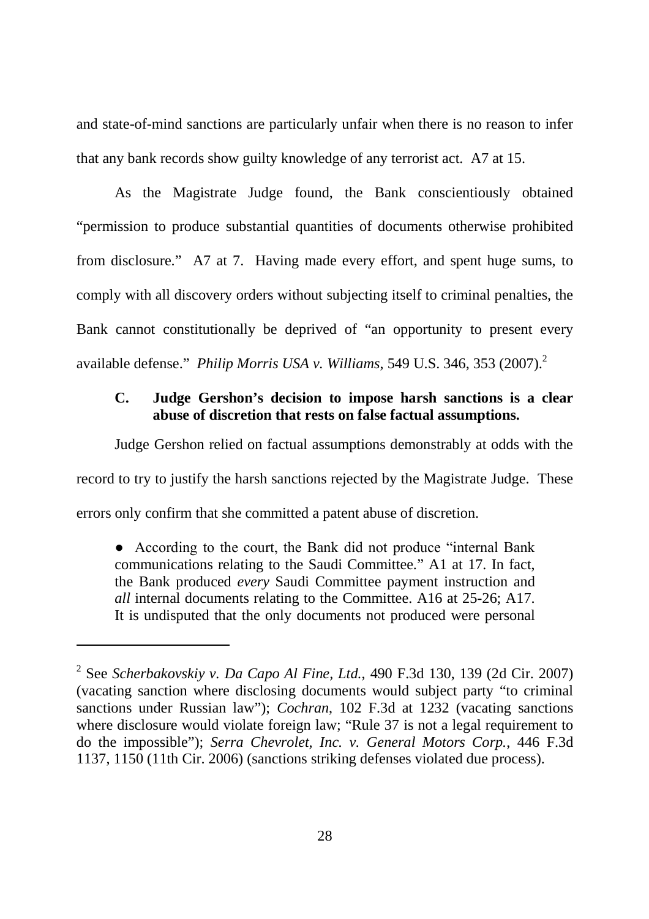and state-of-mind sanctions are particularly unfair when there is no reason to infer that any bank records show guilty knowledge of any terrorist act. A7 at 15.

As the Magistrate Judge found, the Bank conscientiously obtained "permission to produce substantial quantities of documents otherwise prohibited from disclosure." A7 at 7. Having made every effort, and spent huge sums, to comply with all discovery orders without subjecting itself to criminal penalties, the Bank cannot constitutionally be deprived of "an opportunity to present every available defense." *Philip Morris USA v. Williams*, 549 U.S. 346, 353 (2007).[2]

### C. Judge Gershon's decision to impose harsh sanctions is a clear abuse of discretion that rests on false factual assumptions.

Judge Gershon relied on factual assumptions demonstrably at odds with the record to try to justify the harsh sanctions rejected by the Magistrate Judge. These errors only confirm that she committed a patent abuse of discretion.

- According to the court, the Bank did not produce "internal Bank communications relating to the Saudi Committee." A1 at 17. In fact, the Bank produced *every* Saudi Committee payment instruction and *all* internal documents relating to the Committee. A16 at 25-26; A17. It is undisputed that the only documents not produced were personal

---

[2] See *Scherbakovskiy v. Da Capo Al Fine, Ltd.*, 490 F.3d 130, 139 (2d Cir. 2007) (vacating sanction where disclosing documents would subject party "to criminal sanctions under Russian law"); *Cochran*, 102 F.3d at 1232 (vacating sanctions where disclosure would violate foreign law; "Rule 37 is not a legal requirement to do the impossible"); *Serra Chevrolet, Inc. v. General Motors Corp.*, 446 F.3d 1137, 1150 (11th Cir. 2006) (sanctions striking defenses violated due process).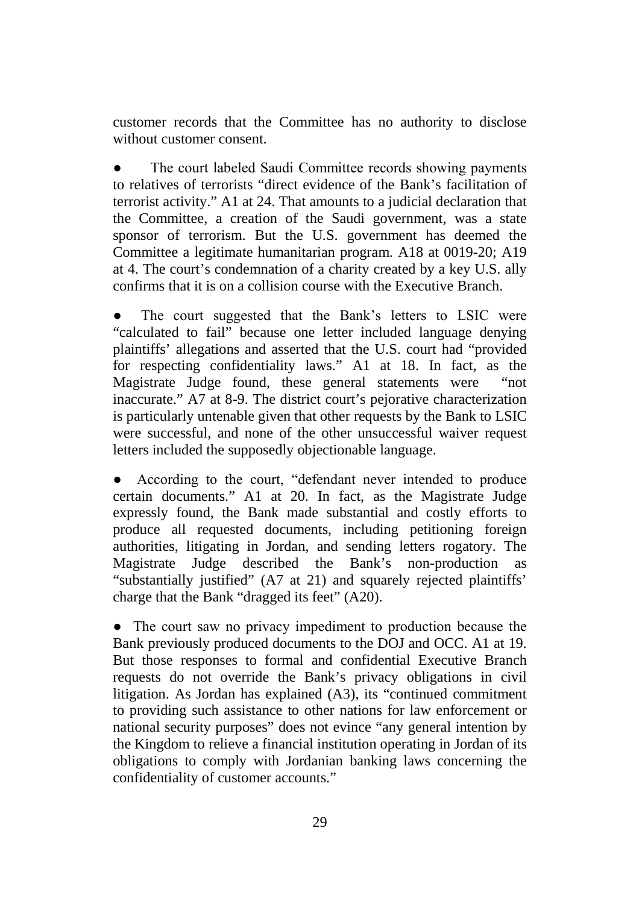customer records that the Committee has no authority to disclose without customer consent.

- The court labeled Saudi Committee records showing payments to relatives of terrorists "direct evidence of the Bank's facilitation of terrorist activity." A1 at 24. That amounts to a judicial declaration that the Committee, a creation of the Saudi government, was a state sponsor of terrorism. But the U.S. government has deemed the Committee a legitimate humanitarian program. A18 at 0019-20; A19 at 4. The court's condemnation of a charity created by a key U.S. ally confirms that it is on a collision course with the Executive Branch.

- The court suggested that the Bank's letters to LSIC were "calculated to fail" because one letter included language denying plaintiffs' allegations and asserted that the U.S. court had "provided for respecting confidentiality laws." A1 at 18. In fact, as the Magistrate Judge found, these general statements were "not inaccurate." A7 at 8-9. The district court's pejorative characterization is particularly untenable given that other requests by the Bank to LSIC were successful, and none of the other unsuccessful waiver request letters included the supposedly objectionable language.

- According to the court, "defendant never intended to produce certain documents." A1 at 20. In fact, as the Magistrate Judge expressly found, the Bank made substantial and costly efforts to produce all requested documents, including petitioning foreign authorities, litigating in Jordan, and sending letters rogatory. The Magistrate Judge described the Bank's non-production as "substantially justified" (A7 at 21) and squarely rejected plaintiffs' charge that the Bank "dragged its feet" (A20).

- The court saw no privacy impediment to production because the Bank previously produced documents to the DOJ and OCC. A1 at 19. But those responses to formal and confidential Executive Branch requests do not override the Bank's privacy obligations in civil litigation. As Jordan has explained (A3), its "continued commitment to providing such assistance to other nations for law enforcement or national security purposes" does not evince "any general intention by the Kingdom to relieve a financial institution operating in Jordan of its obligations to comply with Jordanian banking laws concerning the confidentiality of customer accounts."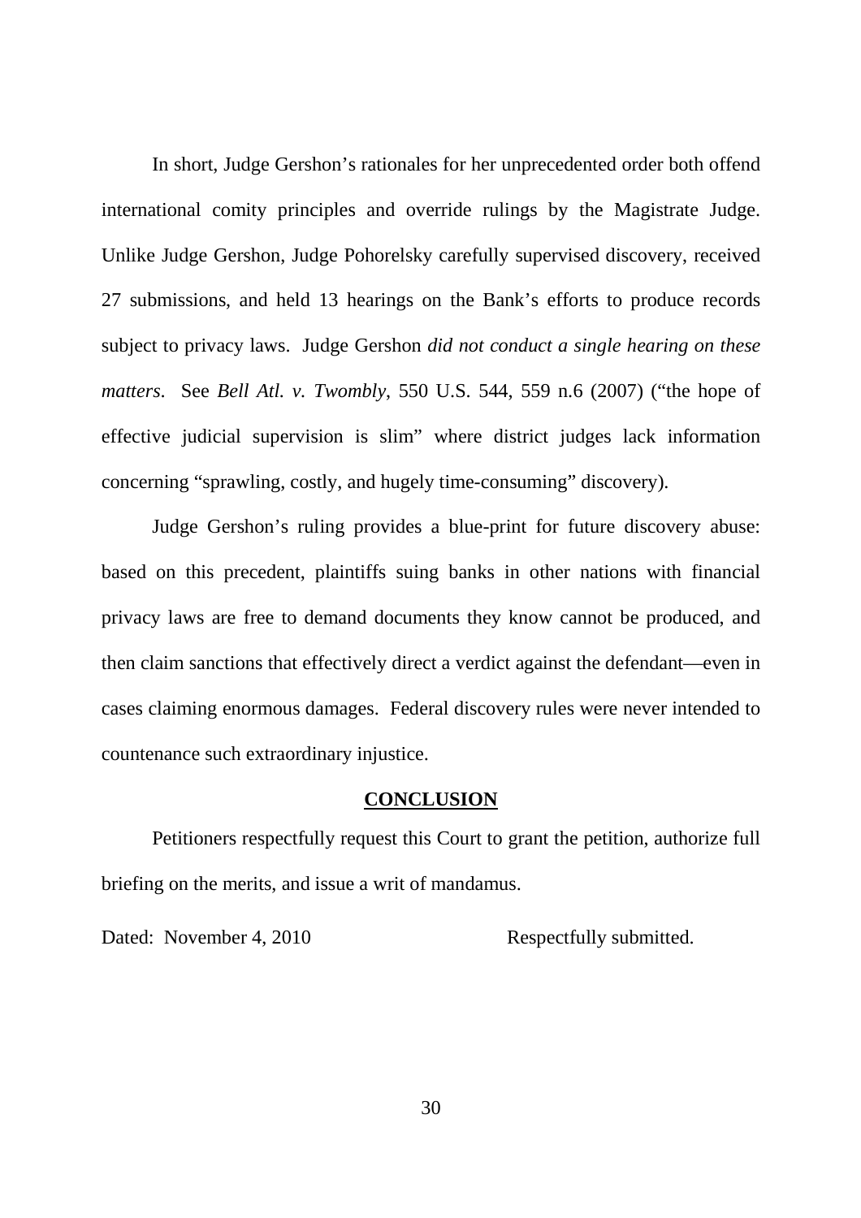In short, Judge Gershon's rationales for her unprecedented order both offend international comity principles and override rulings by the Magistrate Judge. Unlike Judge Gershon, Judge Pohorelsky carefully supervised discovery, received 27 submissions, and held 13 hearings on the Bank's efforts to produce records subject to privacy laws. Judge Gershon *did not conduct a single hearing on these matters.* See *Bell Atl. v. Twombly*, 550 U.S. 544, 559 n.6 (2007) ("the hope of effective judicial supervision is slim" where district judges lack information concerning "sprawling, costly, and hugely time-consuming" discovery).

Judge Gershon's ruling provides a blue-print for future discovery abuse: based on this precedent, plaintiffs suing banks in other nations with financial privacy laws are free to demand documents they know cannot be produced, and then claim sanctions that effectively direct a verdict against the defendant—even in cases claiming enormous damages. Federal discovery rules were never intended to countenance such extraordinary injustice.

## **CONCLUSION**

Petitioners respectfully request this Court to grant the petition, authorize full briefing on the merits, and issue a writ of mandamus.

Dated: November 4, 2010 Respectfully submitted.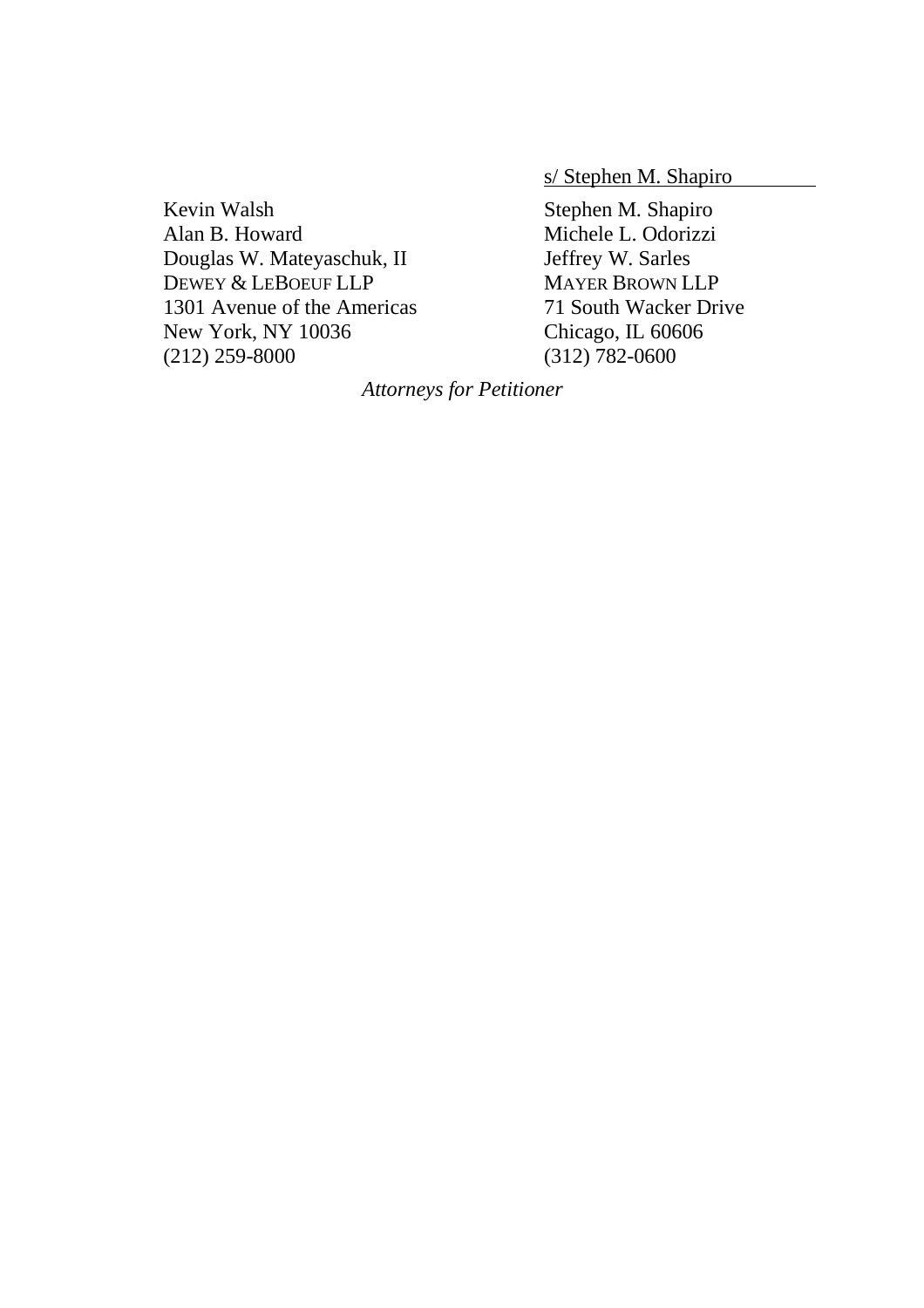s/ Stephen M. Shapiro

Kevin Walsh
Alan B. Howard
Douglas W. Mateyaschuk, II
DEWEY & LEBOEUF LLP
1301 Avenue of the Americas
New York, NY 10036
(212) 259-8000

Stephen M. Shapiro
Michele L. Odorizzi
Jeffrey W. Sarles
MAYER BROWN LLP
71 South Wacker Drive
Chicago, IL 60606
(312) 782-0600

*Attorneys for Petitioner*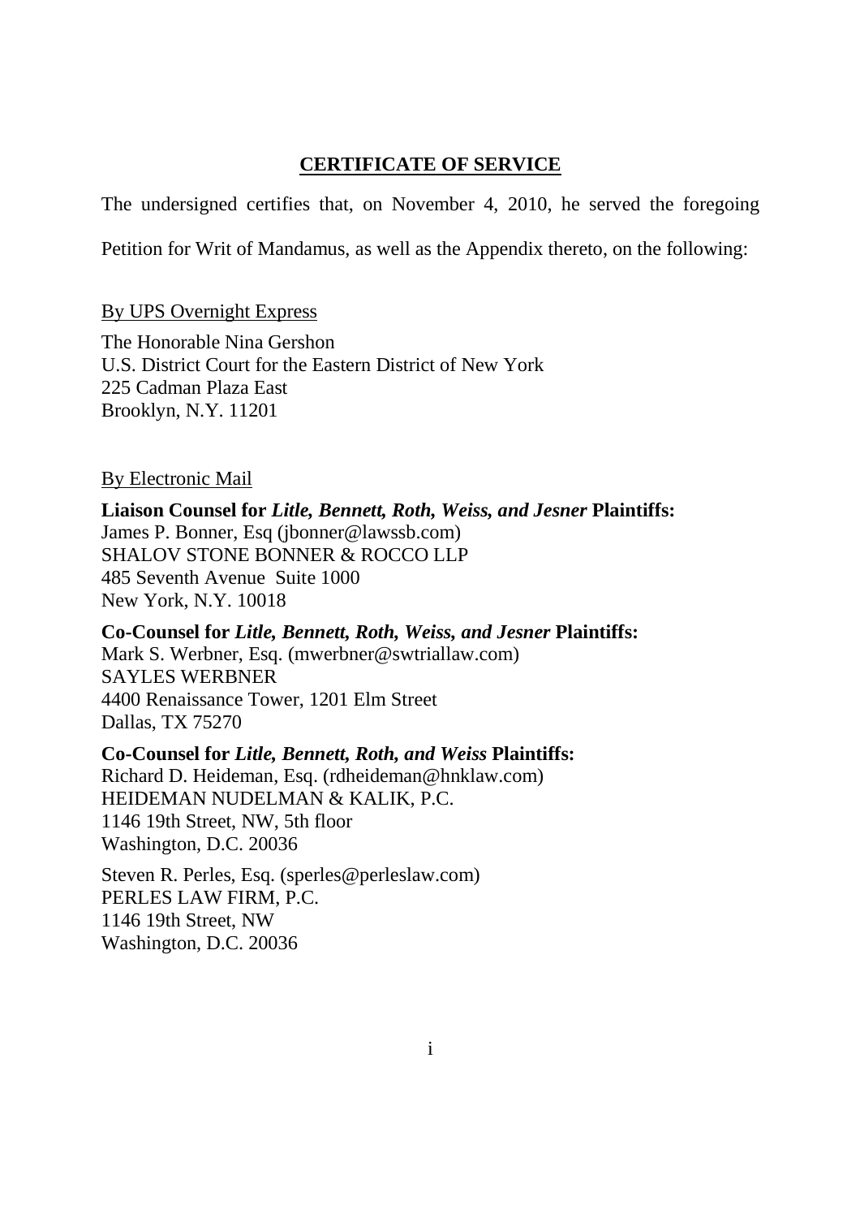## CERTIFICATE OF SERVICE

The undersigned certifies that, on November 4, 2010, he served the foregoing Petition for Writ of Mandamus, as well as the Appendix thereto, on the following:

By UPS Overnight Express

The Honorable Nina Gershon
U.S. District Court for the Eastern District of New York
225 Cadman Plaza East
Brooklyn, N.Y. 11201

By Electronic Mail

**Liaison Counsel for *Litle, Bennett, Roth, Weiss, and Jesner* Plaintiffs:**
James P. Bonner, Esq (jbonner@lawssb.com)
SHALOV STONE BONNER & ROCCO LLP
485 Seventh Avenue Suite 1000
New York, N.Y. 10018

**Co-Counsel for *Litle, Bennett, Roth, Weiss, and Jesner* Plaintiffs:**
Mark S. Werbner, Esq. (mwerbner@swtriallaw.com)
SAYLES WERBNER
4400 Renaissance Tower, 1201 Elm Street
Dallas, TX 75270

**Co-Counsel for *Litle, Bennett, Roth, and Weiss* Plaintiffs:**
Richard D. Heideman, Esq. (rdheideman@hnklaw.com)
HEIDEMAN NUDELMAN & KALIK, P.C.
1146 19th Street, NW, 5th floor
Washington, D.C. 20036

Steven R. Perles, Esq. (sperles@perleslaw.com)
PERLES LAW FIRM, P.C.
1146 19th Street, NW
Washington, D.C. 20036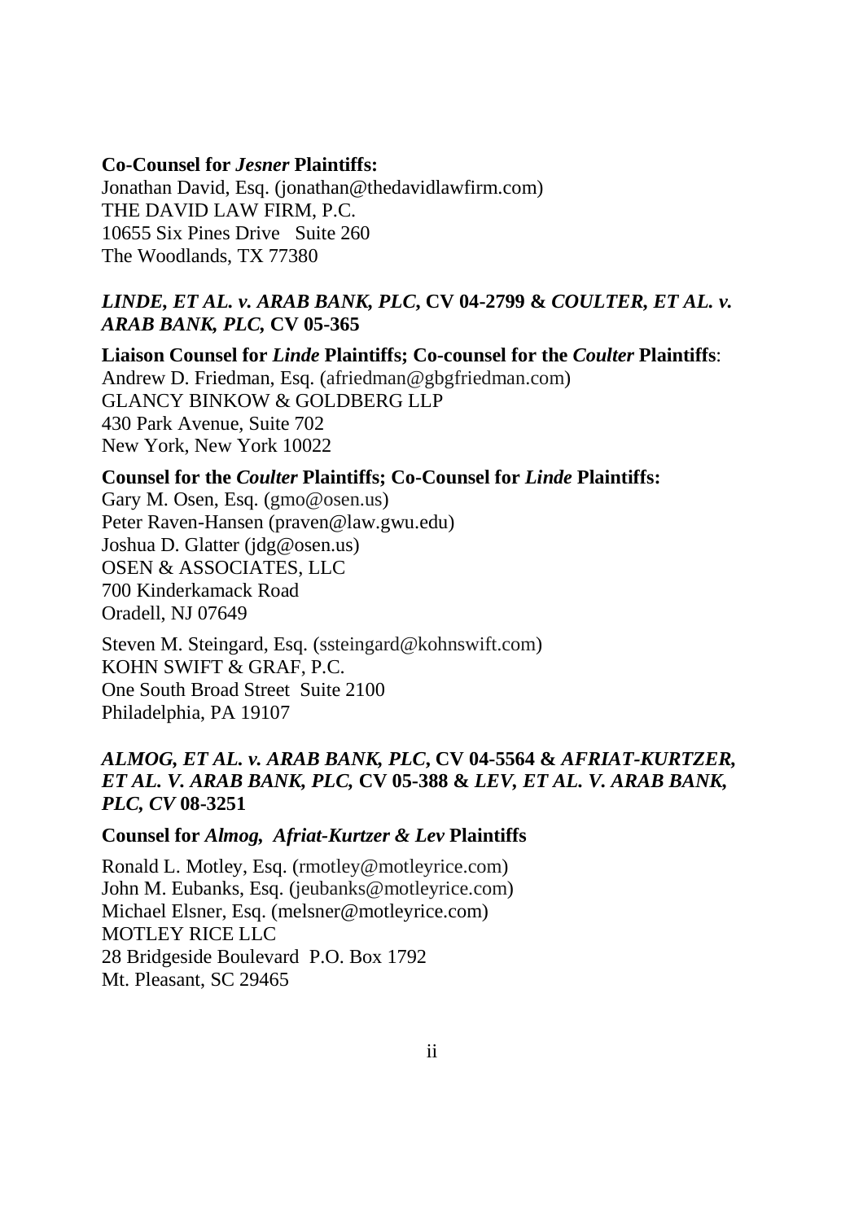**Co-Counsel for *Jesner* Plaintiffs:**
Jonathan David, Esq. (jonathan@thedavidlawfirm.com)
THE DAVID LAW FIRM, P.C.
10655 Six Pines Drive Suite 260
The Woodlands, TX 77380

***LINDE, ET AL. v. ARAB BANK, PLC,* CV 04-2799 & *COULTER, ET AL. v. ARAB BANK, PLC,* CV 05-365**

**Liaison Counsel for *Linde* Plaintiffs; Co-counsel for the *Coulter* Plaintiffs**:
Andrew D. Friedman, Esq. (afriedman@gbgfriedman.com)
GLANCY BINKOW & GOLDBERG LLP
430 Park Avenue, Suite 702
New York, New York 10022

**Counsel for the *Coulter* Plaintiffs; Co-Counsel for *Linde* Plaintiffs:**
Gary M. Osen, Esq. (gmo@osen.us)
Peter Raven-Hansen (praven@law.gwu.edu)
Joshua D. Glatter (jdg@osen.us)
OSEN & ASSOCIATES, LLC
700 Kinderkamack Road
Oradell, NJ 07649

Steven M. Steingard, Esq. (ssteingard@kohnswift.com)
KOHN SWIFT & GRAF, P.C.
One South Broad Street Suite 2100
Philadelphia, PA 19107

***ALMOG, ET AL. v. ARAB BANK, PLC,* CV 04-5564 & *AFRIAT-KURTZER, ET AL. V. ARAB BANK, PLC,* CV 05-388 & *LEV, ET AL. V. ARAB BANK, PLC, CV* 08-3251**

**Counsel for *Almog, Afriat-Kurtzer & Lev* Plaintiffs**

Ronald L. Motley, Esq. (rmotley@motleyrice.com)
John M. Eubanks, Esq. (jeubanks@motleyrice.com)
Michael Elsner, Esq. (melsner@motleyrice.com)
MOTLEY RICE LLC
28 Bridgeside Boulevard P.O. Box 1792
Mt. Pleasant, SC 29465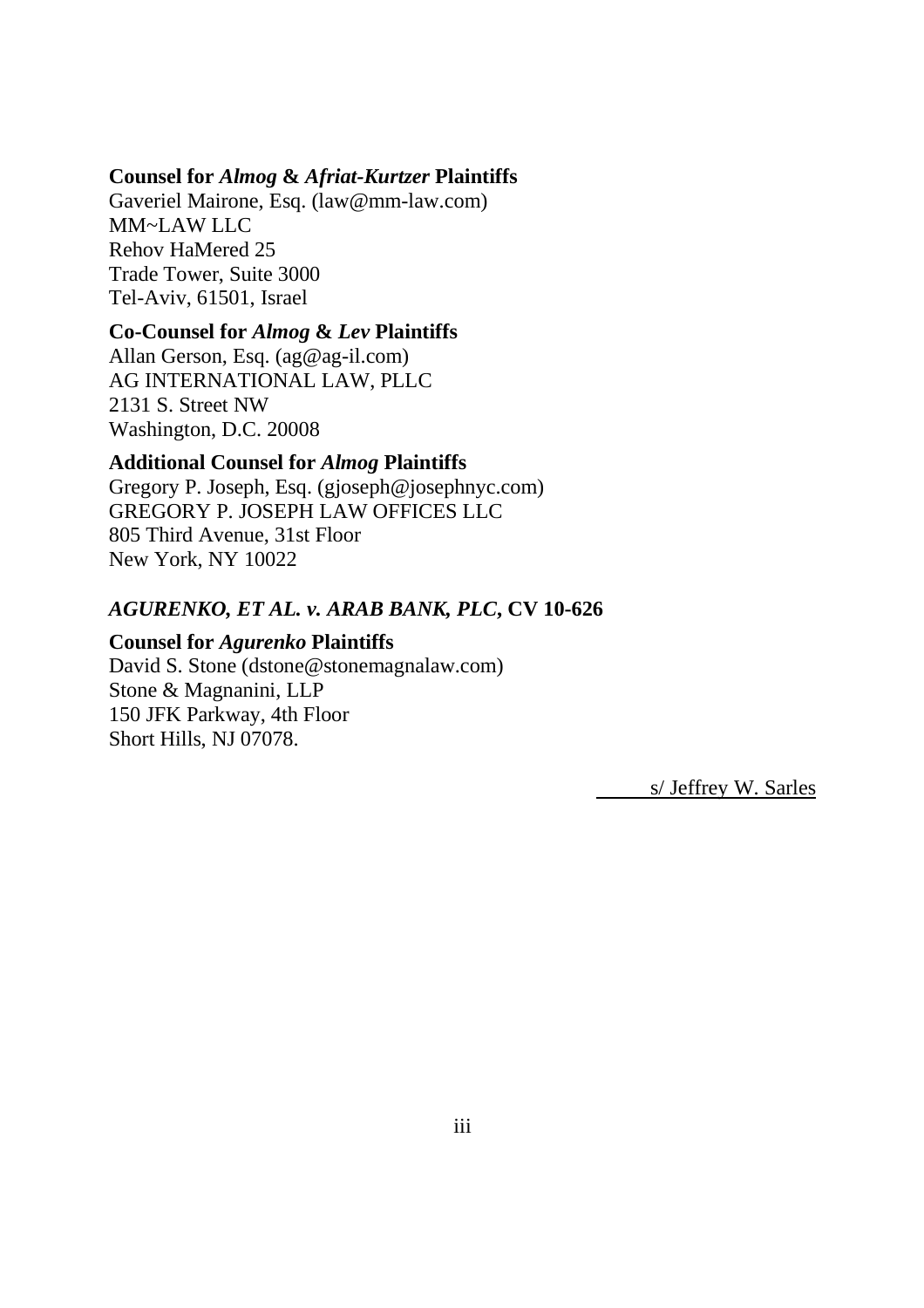**Counsel for *Almog* & *Afriat-Kurtzer* Plaintiffs**
Gaveriel Mairone, Esq. (law@mm-law.com)
MM~LAW LLC
Rehov HaMered 25
Trade Tower, Suite 3000
Tel-Aviv, 61501, Israel

**Co-Counsel for *Almog* & *Lev* Plaintiffs**
Allan Gerson, Esq. (ag@ag-il.com)
AG INTERNATIONAL LAW, PLLC
2131 S. Street NW
Washington, D.C. 20008

**Additional Counsel for *Almog* Plaintiffs**
Gregory P. Joseph, Esq. (gjoseph@josephnyc.com)
GREGORY P. JOSEPH LAW OFFICES LLC
805 Third Avenue, 31st Floor
New York, NY 10022

***AGURENKO, ET AL. v. ARAB BANK, PLC*, CV 10-626**

**Counsel for *Agurenko* Plaintiffs**
David S. Stone (dstone@stonemagnalaw.com)
Stone & Magnanini, LLP
150 JFK Parkway, 4th Floor
Short Hills, NJ 07078.

s/ Jeffrey W. Sarles